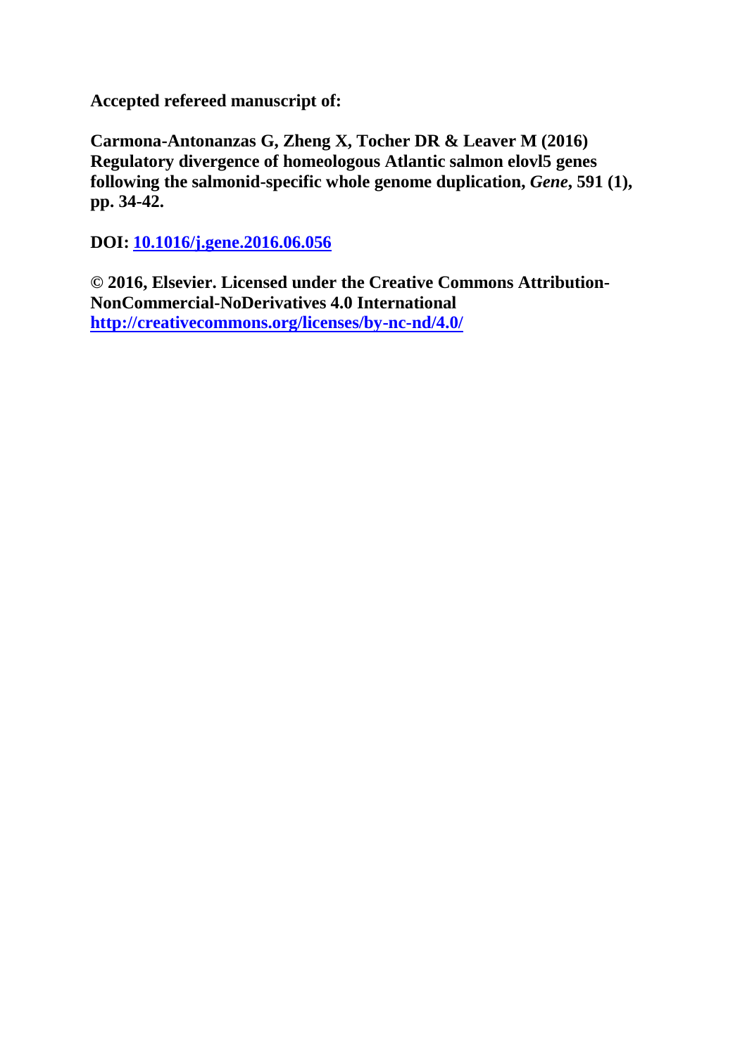**Accepted refereed manuscript of:**

**Carmona-Antonanzas G, Zheng X, Tocher DR & Leaver M (2016) Regulatory divergence of homeologous Atlantic salmon elovl5 genes following the salmonid-specific whole genome duplication, *Gene*, 591 (1), pp. 34-42.**

**DOI: [10.1016/j.gene.2016.06.056](https://doi.org/10.1016/j.gene.2016.06.056)**

**© 2016, Elsevier. Licensed under the Creative Commons Attribution-NonCommercial-NoDerivatives 4.0 International [http://creativecommons.org/licenses/by-nc-nd/4.0/](http://creativecommons.org/licenses/by-nc-nd/4.0/)**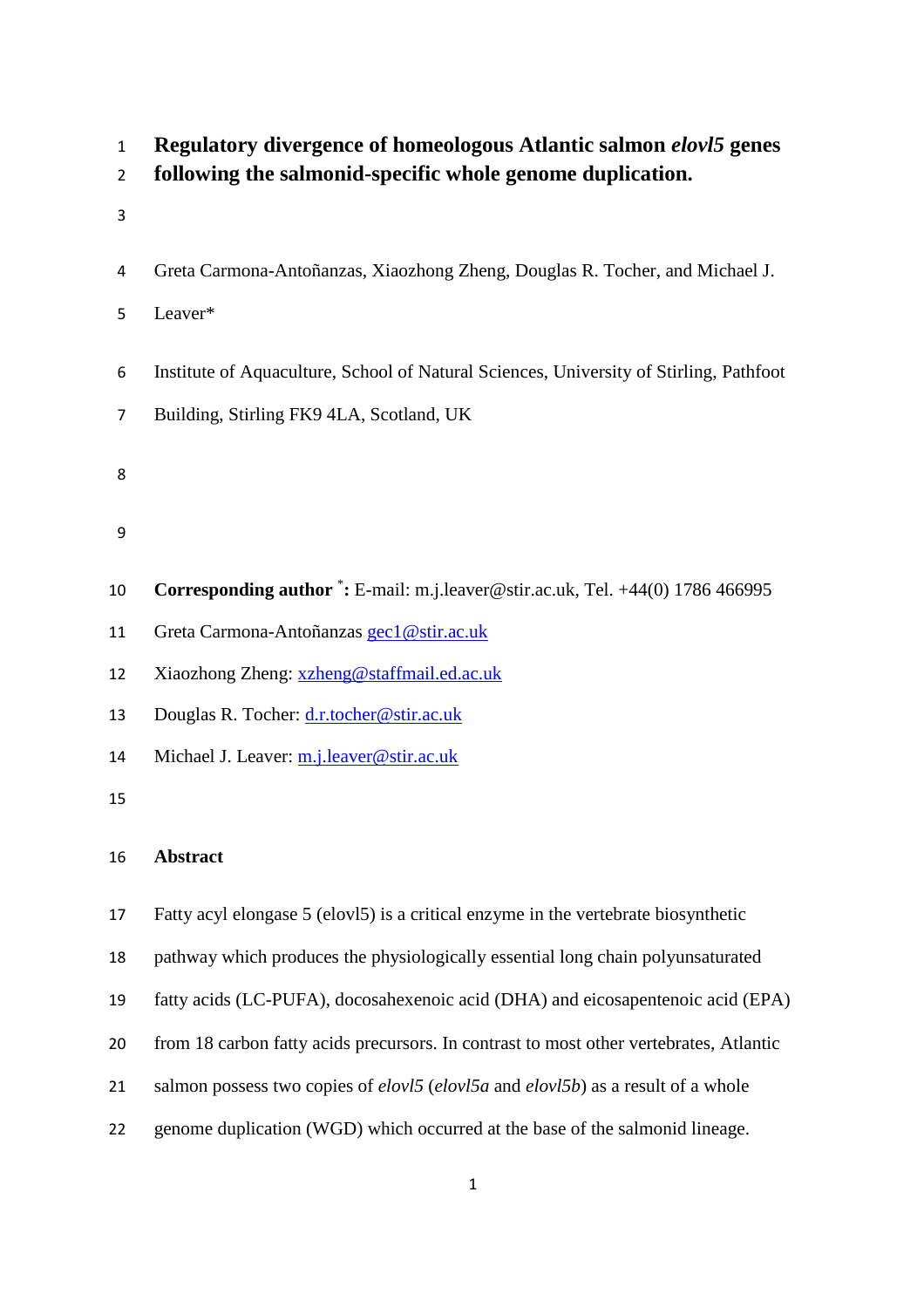# Regulatory divergence of homeologous Atlantic salmon *elovl5* genes following the salmonid-specific whole genome duplication.

Greta Carmona-Antoñanzas, Xiaozhong Zheng, Douglas R. Tocher, and Michael J. Leaver*

Institute of Aquaculture, School of Natural Sciences, University of Stirling, Pathfoot Building, Stirling FK9 4LA, Scotland, UK

**Corresponding author [*]:** E-mail: m.j.leaver@stir.ac.uk, Tel. +44(0) 1786 466995

Greta Carmona-Antoñanzas gec1@stir.ac.uk

Xiaozhong Zheng: xzheng@staffmail.ed.ac.uk

Douglas R. Tocher: d.r.tocher@stir.ac.uk

Michael J. Leaver: m.j.leaver@stir.ac.uk

## Abstract

Fatty acyl elongase 5 (elovl5) is a critical enzyme in the vertebrate biosynthetic pathway which produces the physiologically essential long chain polyunsaturated fatty acids (LC-PUFA), docosahexenoic acid (DHA) and eicosapentenoic acid (EPA) from 18 carbon fatty acids precursors. In contrast to most other vertebrates, Atlantic salmon possess two copies of *elovl5* (*elovl5a* and *elovl5b*) as a result of a whole genome duplication (WGD) which occurred at the base of the salmonid lineage.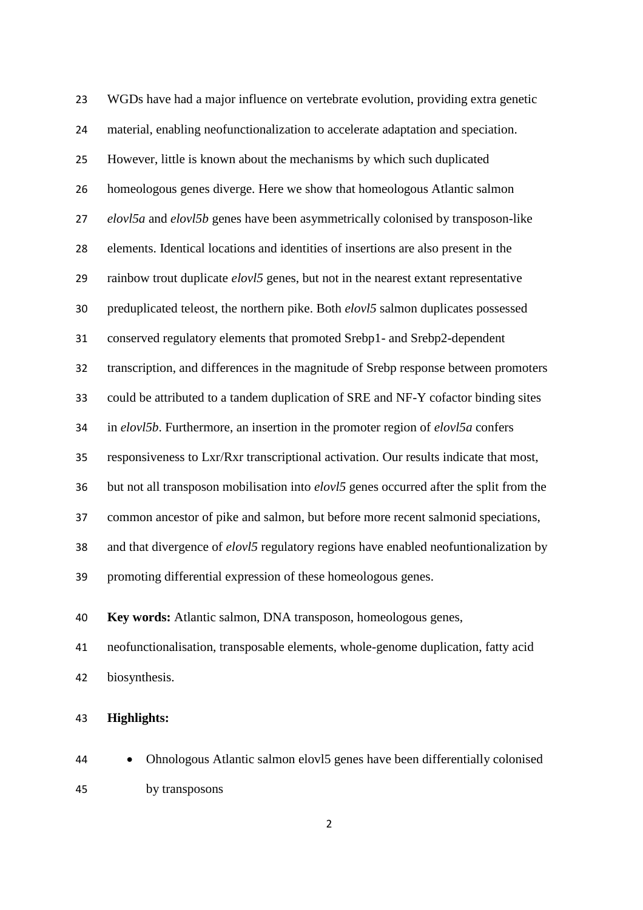WGDs have had a major influence on vertebrate evolution, providing extra genetic material, enabling neofunctionalization to accelerate adaptation and speciation. However, little is known about the mechanisms by which such duplicated homeologous genes diverge. Here we show that homeologous Atlantic salmon *elovl5a* and *elovl5b* genes have been asymmetrically colonised by transposon-like elements. Identical locations and identities of insertions are also present in the rainbow trout duplicate *elovl5* genes, but not in the nearest extant representative preduplicated teleost, the northern pike. Both *elovl5* salmon duplicates possessed conserved regulatory elements that promoted Srebp1- and Srebp2-dependent transcription, and differences in the magnitude of Srebp response between promoters could be attributed to a tandem duplication of SRE and NF-Y cofactor binding sites in *elovl5b*. Furthermore, an insertion in the promoter region of *elovl5a* confers responsiveness to Lxr/Rxr transcriptional activation. Our results indicate that most, but not all transposon mobilisation into *elovl5* genes occurred after the split from the common ancestor of pike and salmon, but before more recent salmonid speciations, and that divergence of *elovl5* regulatory regions have enabled neofuntionalization by promoting differential expression of these homeologous genes.

**Key words:** Atlantic salmon, DNA transposon, homeologous genes, neofunctionalisation, transposable elements, whole-genome duplication, fatty acid biosynthesis.

**Highlights:**

- Ohnologous Atlantic salmon elovl5 genes have been differentially colonised by transposons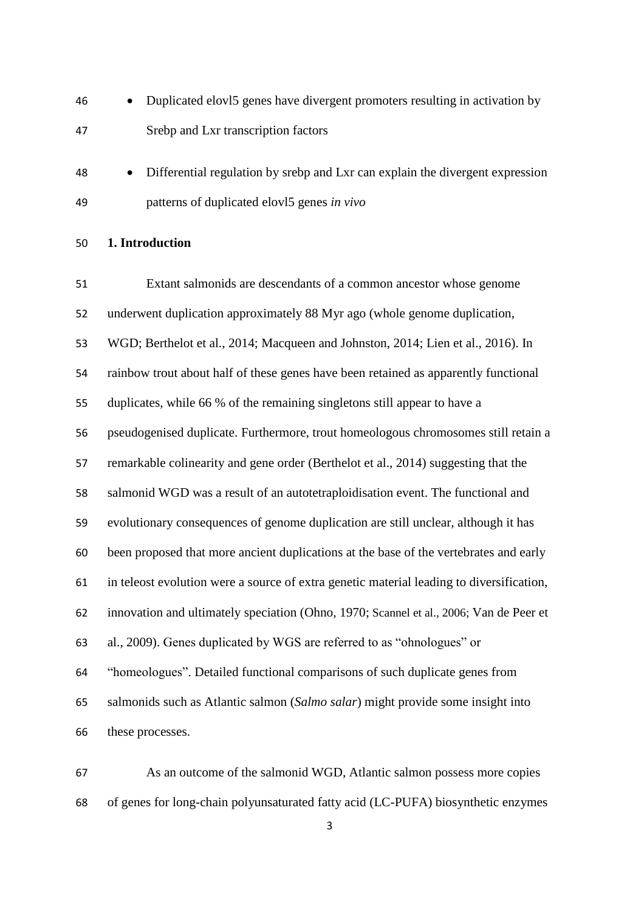- Duplicated elovl5 genes have divergent promoters resulting in activation by Srebp and Lxr transcription factors
- Differential regulation by srebp and Lxr can explain the divergent expression patterns of duplicated elovl5 genes *in vivo*

## 1. Introduction

Extant salmonids are descendants of a common ancestor whose genome underwent duplication approximately 88 Myr ago (whole genome duplication, WGD; Berthelot et al., 2014; Macqueen and Johnston, 2014; Lien et al., 2016). In rainbow trout about half of these genes have been retained as apparently functional duplicates, while 66 % of the remaining singletons still appear to have a pseudogenised duplicate. Furthermore, trout homeologous chromosomes still retain a remarkable colinearity and gene order (Berthelot et al., 2014) suggesting that the salmonid WGD was a result of an autotetraploidisation event. The functional and evolutionary consequences of genome duplication are still unclear, although it has been proposed that more ancient duplications at the base of the vertebrates and early in teleost evolution were a source of extra genetic material leading to diversification, innovation and ultimately speciation (Ohno, 1970; Scannel et al., 2006; Van de Peer et al., 2009). Genes duplicated by WGS are referred to as "ohnologues" or "homeologues". Detailed functional comparisons of such duplicate genes from salmonids such as Atlantic salmon (*Salmo salar*) might provide some insight into these processes.

As an outcome of the salmonid WGD, Atlantic salmon possess more copies of genes for long-chain polyunsaturated fatty acid (LC-PUFA) biosynthetic enzymes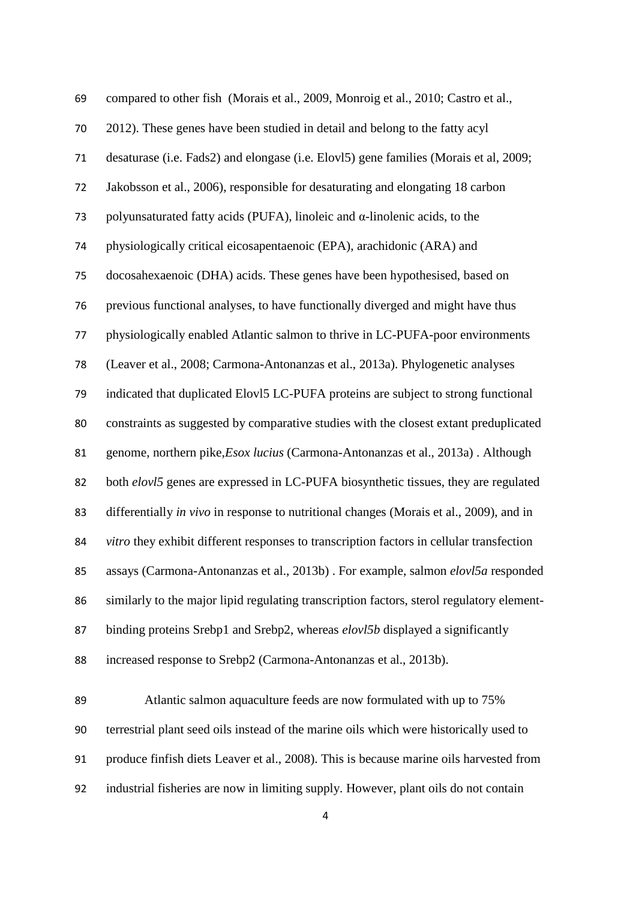compared to other fish (Morais et al., 2009, Monroig et al., 2010; Castro et al., 2012). These genes have been studied in detail and belong to the fatty acyl desaturase (i.e. Fads2) and elongase (i.e. Elovl5) gene families (Morais et al, 2009; Jakobsson et al., 2006), responsible for desaturating and elongating 18 carbon polyunsaturated fatty acids (PUFA), linoleic and α-linolenic acids, to the physiologically critical eicosapentaenoic (EPA), arachidonic (ARA) and docosahexaenoic (DHA) acids. These genes have been hypothesised, based on previous functional analyses, to have functionally diverged and might have thus physiologically enabled Atlantic salmon to thrive in LC-PUFA-poor environments (Leaver et al., 2008; Carmona-Antonanzas et al., 2013a). Phylogenetic analyses indicated that duplicated Elovl5 LC-PUFA proteins are subject to strong functional constraints as suggested by comparative studies with the closest extant preduplicated genome, northern pike, *Esox lucius* (Carmona-Antonanzas et al., 2013a) . Although both *elovl5* genes are expressed in LC-PUFA biosynthetic tissues, they are regulated differentially *in vivo* in response to nutritional changes (Morais et al., 2009), and in *vitro* they exhibit different responses to transcription factors in cellular transfection assays (Carmona-Antonanzas et al., 2013b) . For example, salmon *elovl5a* responded similarly to the major lipid regulating transcription factors, sterol regulatory element-binding proteins Srebp1 and Srebp2, whereas *elovl5b* displayed a significantly increased response to Srebp2 (Carmona-Antonanzas et al., 2013b).

Atlantic salmon aquaculture feeds are now formulated with up to 75% terrestrial plant seed oils instead of the marine oils which were historically used to produce finfish diets Leaver et al., 2008). This is because marine oils harvested from industrial fisheries are now in limiting supply. However, plant oils do not contain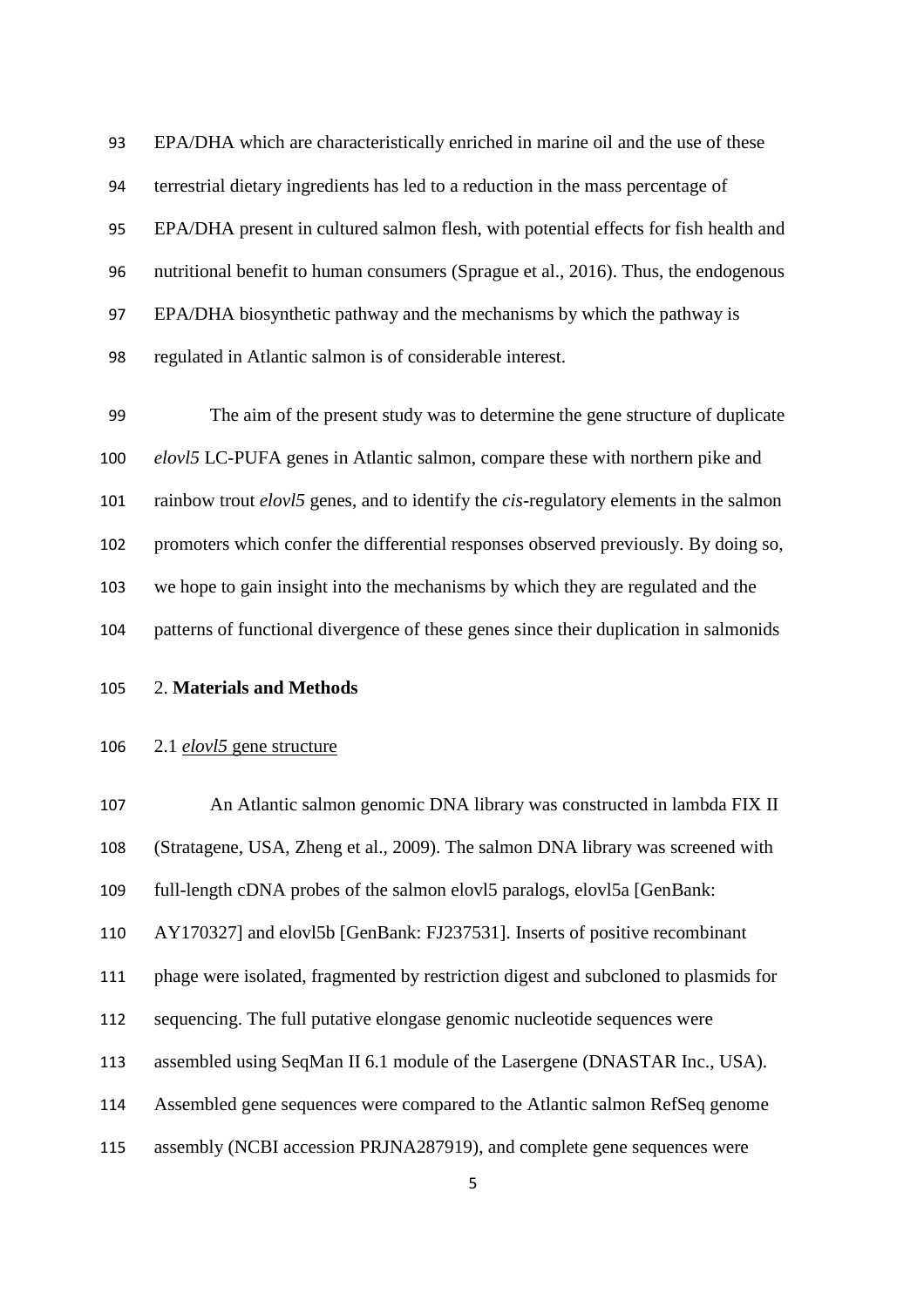EPA/DHA which are characteristically enriched in marine oil and the use of these terrestrial dietary ingredients has led to a reduction in the mass percentage of EPA/DHA present in cultured salmon flesh, with potential effects for fish health and nutritional benefit to human consumers (Sprague et al., 2016). Thus, the endogenous EPA/DHA biosynthetic pathway and the mechanisms by which the pathway is regulated in Atlantic salmon is of considerable interest.

The aim of the present study was to determine the gene structure of duplicate *elovl5* LC-PUFA genes in Atlantic salmon, compare these with northern pike and rainbow trout *elovl5* genes, and to identify the *cis*-regulatory elements in the salmon promoters which confer the differential responses observed previously. By doing so, we hope to gain insight into the mechanisms by which they are regulated and the patterns of functional divergence of these genes since their duplication in salmonids

## 2. **Materials and Methods**

### 2.1 *elovl5* gene structure

An Atlantic salmon genomic DNA library was constructed in lambda FIX II (Stratagene, USA, Zheng et al., 2009). The salmon DNA library was screened with full-length cDNA probes of the salmon elovl5 paralogs, elovl5a [GenBank: AY170327] and elovl5b [GenBank: FJ237531]. Inserts of positive recombinant phage were isolated, fragmented by restriction digest and subcloned to plasmids for sequencing. The full putative elongase genomic nucleotide sequences were assembled using SeqMan II 6.1 module of the Lasergene (DNASTAR Inc., USA). Assembled gene sequences were compared to the Atlantic salmon RefSeq genome assembly (NCBI accession PRJNA287919), and complete gene sequences were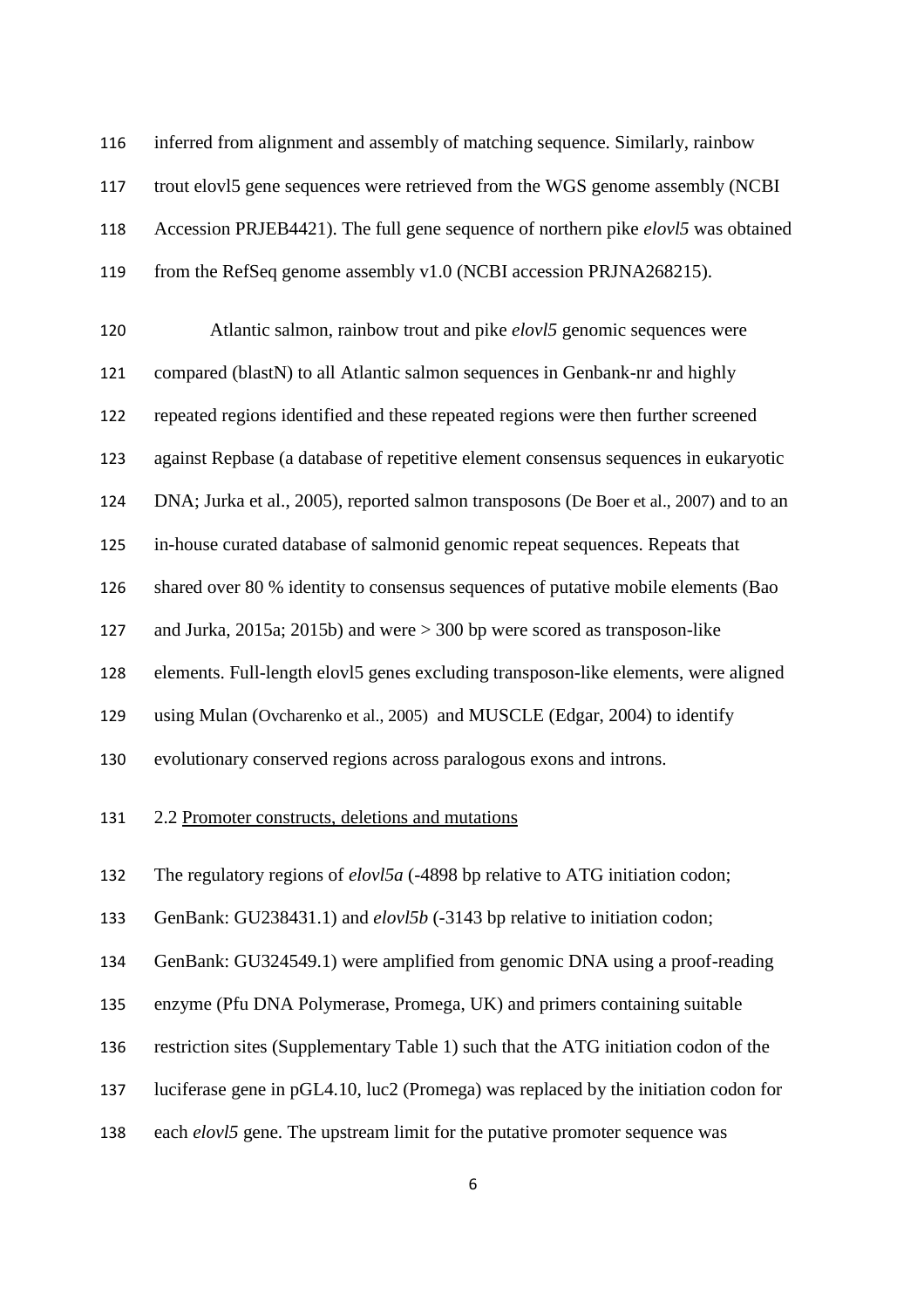inferred from alignment and assembly of matching sequence. Similarly, rainbow trout elovl5 gene sequences were retrieved from the WGS genome assembly (NCBI Accession PRJEB4421). The full gene sequence of northern pike *elovl5* was obtained from the RefSeq genome assembly v1.0 (NCBI accession PRJNA268215).

Atlantic salmon, rainbow trout and pike *elovl5* genomic sequences were compared (blastN) to all Atlantic salmon sequences in Genbank-nr and highly repeated regions identified and these repeated regions were then further screened against Repbase (a database of repetitive element consensus sequences in eukaryotic DNA; Jurka et al., 2005), reported salmon transposons (De Boer et al., 2007) and to an in-house curated database of salmonid genomic repeat sequences. Repeats that shared over 80 % identity to consensus sequences of putative mobile elements (Bao and Jurka, 2015a; 2015b) and were > 300 bp were scored as transposon-like elements. Full-length elovl5 genes excluding transposon-like elements, were aligned using Mulan (Ovcharenko et al., 2005) and MUSCLE (Edgar, 2004) to identify evolutionary conserved regions across paralogous exons and introns.

## 2.2 Promoter constructs, deletions and mutations

The regulatory regions of *elovl5a* (-4898 bp relative to ATG initiation codon; GenBank: GU238431.1) and *elovl5b* (-3143 bp relative to initiation codon; GenBank: GU324549.1) were amplified from genomic DNA using a proof-reading enzyme (Pfu DNA Polymerase, Promega, UK) and primers containing suitable restriction sites (Supplementary Table 1) such that the ATG initiation codon of the luciferase gene in pGL4.10, luc2 (Promega) was replaced by the initiation codon for each *elovl5* gene. The upstream limit for the putative promoter sequence was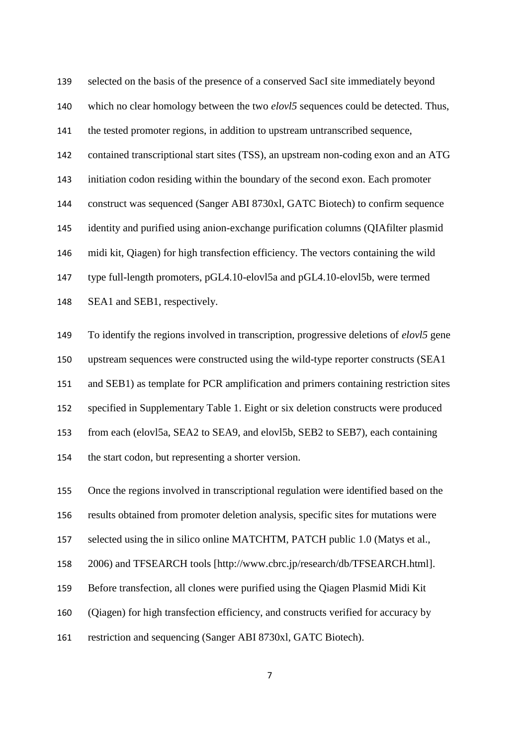selected on the basis of the presence of a conserved SacI site immediately beyond which no clear homology between the two *elovl5* sequences could be detected. Thus, the tested promoter regions, in addition to upstream untranscribed sequence, contained transcriptional start sites (TSS), an upstream non-coding exon and an ATG initiation codon residing within the boundary of the second exon. Each promoter construct was sequenced (Sanger ABI 8730xl, GATC Biotech) to confirm sequence identity and purified using anion-exchange purification columns (QIAfilter plasmid midi kit, Qiagen) for high transfection efficiency. The vectors containing the wild type full-length promoters, pGL4.10-elovl5a and pGL4.10-elovl5b, were termed SEA1 and SEB1, respectively.

To identify the regions involved in transcription, progressive deletions of *elovl5* gene upstream sequences were constructed using the wild-type reporter constructs (SEA1 and SEB1) as template for PCR amplification and primers containing restriction sites specified in Supplementary Table 1. Eight or six deletion constructs were produced from each (elovl5a, SEA2 to SEA9, and elovl5b, SEB2 to SEB7), each containing the start codon, but representing a shorter version.

Once the regions involved in transcriptional regulation were identified based on the results obtained from promoter deletion analysis, specific sites for mutations were selected using the in silico online MATCHTM, PATCH public 1.0 (Matys et al., 2006) and TFSEARCH tools [http://www.cbrc.jp/research/db/TFSEARCH.html]. Before transfection, all clones were purified using the Qiagen Plasmid Midi Kit (Qiagen) for high transfection efficiency, and constructs verified for accuracy by restriction and sequencing (Sanger ABI 8730xl, GATC Biotech).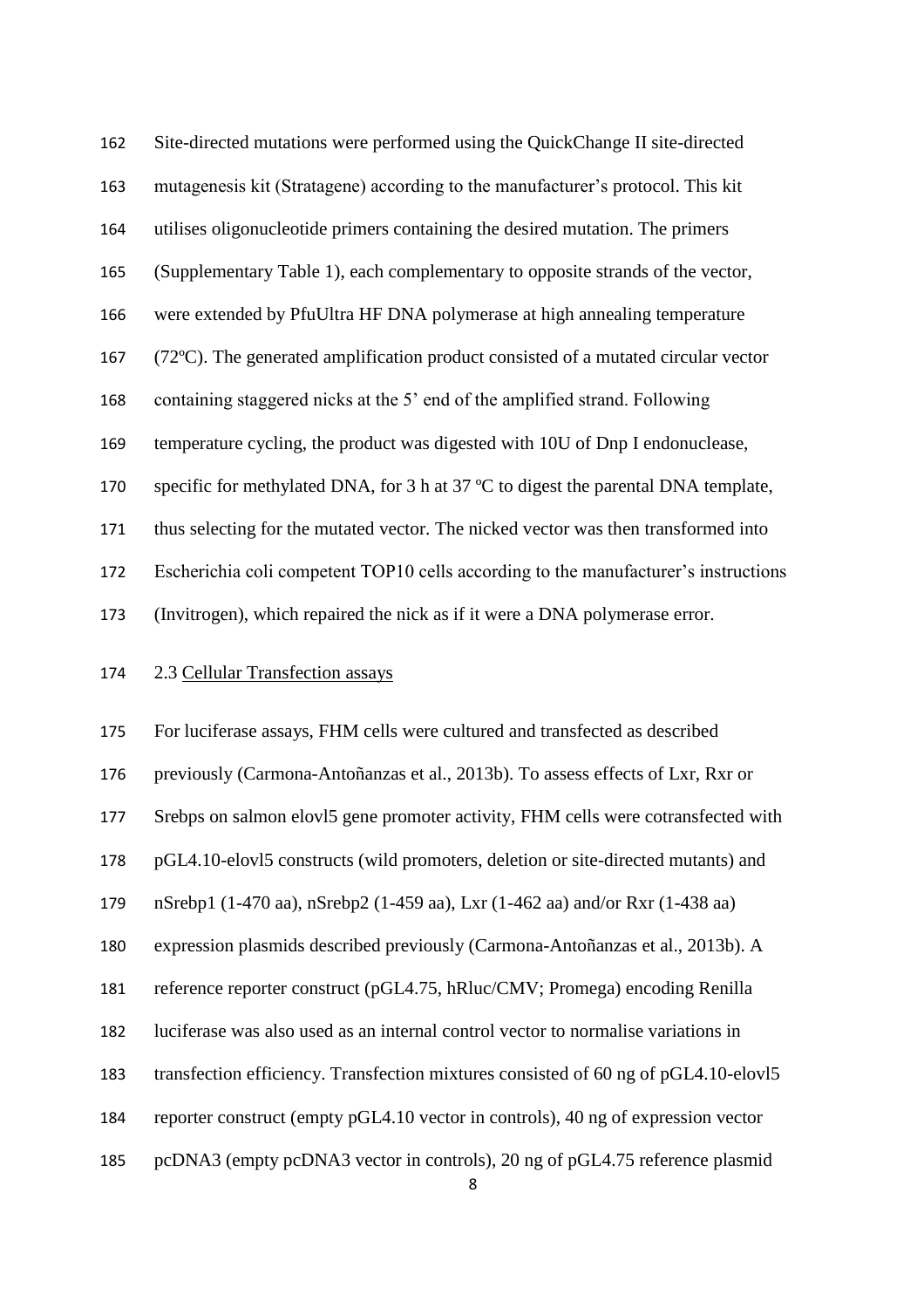Site-directed mutations were performed using the QuickChange II site-directed mutagenesis kit (Stratagene) according to the manufacturer's protocol. This kit utilises oligonucleotide primers containing the desired mutation. The primers (Supplementary Table 1), each complementary to opposite strands of the vector, were extended by PfuUltra HF DNA polymerase at high annealing temperature (72ºC). The generated amplification product consisted of a mutated circular vector containing staggered nicks at the 5' end of the amplified strand. Following temperature cycling, the product was digested with 10U of Dnp I endonuclease, specific for methylated DNA, for 3 h at 37 ºC to digest the parental DNA template, thus selecting for the mutated vector. The nicked vector was then transformed into Escherichia coli competent TOP10 cells according to the manufacturer's instructions (Invitrogen), which repaired the nick as if it were a DNA polymerase error.

2.3 Cellular Transfection assays

For luciferase assays, FHM cells were cultured and transfected as described previously (Carmona-Antoñanzas et al., 2013b). To assess effects of Lxr, Rxr or Srebps on salmon elovl5 gene promoter activity, FHM cells were cotransfected with pGL4.10-elovl5 constructs (wild promoters, deletion or site-directed mutants) and nSrebp1 (1-470 aa), nSrebp2 (1-459 aa), Lxr (1-462 aa) and/or Rxr (1-438 aa) expression plasmids described previously (Carmona-Antoñanzas et al., 2013b). A reference reporter construct (pGL4.75, hRluc/CMV; Promega) encoding Renilla luciferase was also used as an internal control vector to normalise variations in transfection efficiency. Transfection mixtures consisted of 60 ng of pGL4.10-elovl5 reporter construct (empty pGL4.10 vector in controls), 40 ng of expression vector pcDNA3 (empty pcDNA3 vector in controls), 20 ng of pGL4.75 reference plasmid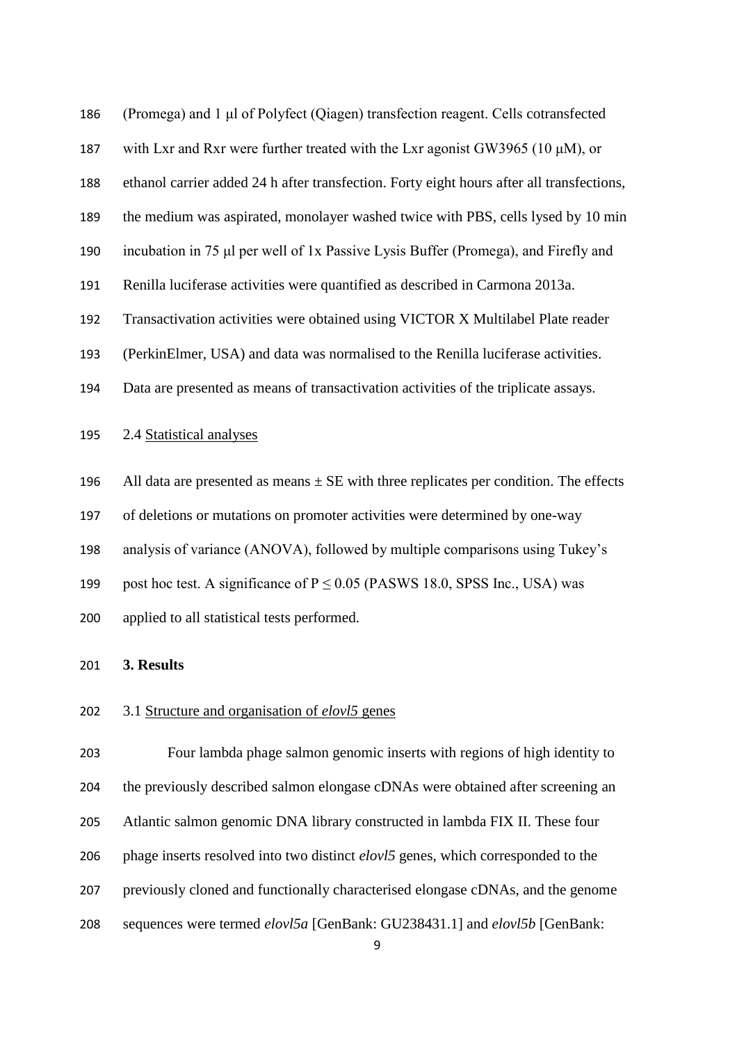(Promega) and 1 μl of Polyfect (Qiagen) transfection reagent. Cells cotransfected with Lxr and Rxr were further treated with the Lxr agonist GW3965 (10 μM), or ethanol carrier added 24 h after transfection. Forty eight hours after all transfections, the medium was aspirated, monolayer washed twice with PBS, cells lysed by 10 min incubation in 75 μl per well of 1x Passive Lysis Buffer (Promega), and Firefly and Renilla luciferase activities were quantified as described in Carmona 2013a. Transactivation activities were obtained using VICTOR X Multilabel Plate reader (PerkinElmer, USA) and data was normalised to the Renilla luciferase activities. Data are presented as means of transactivation activities of the triplicate assays.

### 2.4 Statistical analyses

All data are presented as means ± SE with three replicates per condition. The effects of deletions or mutations on promoter activities were determined by one-way analysis of variance (ANOVA), followed by multiple comparisons using Tukey's post hoc test. A significance of $P \leq 0.05$ (PASWS 18.0, SPSS Inc., USA) was applied to all statistical tests performed.

## 3. Results

### 3.1 Structure and organisation of *elovl5* genes

Four lambda phage salmon genomic inserts with regions of high identity to the previously described salmon elongase cDNAs were obtained after screening an Atlantic salmon genomic DNA library constructed in lambda FIX II. These four phage inserts resolved into two distinct *elovl5* genes, which corresponded to the previously cloned and functionally characterised elongase cDNAs, and the genome sequences were termed *elovl5a* [GenBank: GU238431.1] and *elovl5b* [GenBank: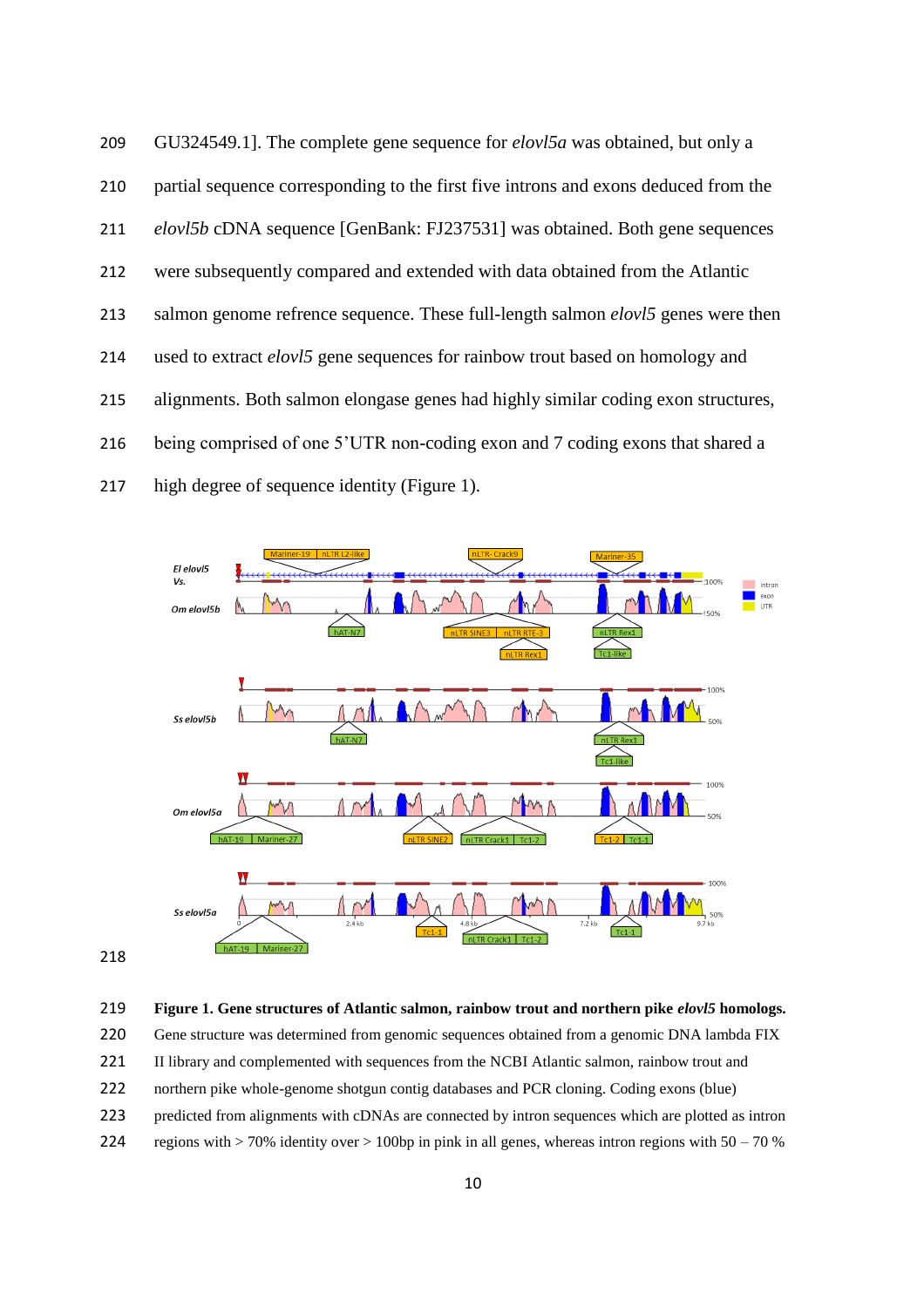GU324549.1]. The complete gene sequence for *elovl5a* was obtained, but only a partial sequence corresponding to the first five introns and exons deduced from the *elovl5b* cDNA sequence [GenBank: FJ237531] was obtained. Both gene sequences were subsequently compared and extended with data obtained from the Atlantic salmon genome refrence sequence. These full-length salmon *elovl5* genes were then used to extract *elovl5* gene sequences for rainbow trout based on homology and alignments. Both salmon elongase genes had highly similar coding exon structures, being comprised of one 5'UTR non-coding exon and 7 coding exons that shared a high degree of sequence identity (Figure 1).

**Figure 1. Gene structures of Atlantic salmon, rainbow trout and northern pike *elovl5* homologs.** Gene structure was determined from genomic sequences obtained from a genomic DNA lambda FIX II library and complemented with sequences from the NCBI Atlantic salmon, rainbow trout and northern pike whole-genome shotgun contig databases and PCR cloning. Coding exons (blue) predicted from alignments with cDNAs are connected by intron sequences which are plotted as intron regions with > 70% identity over > 100bp in pink in all genes, whereas intron regions with 50 – 70 %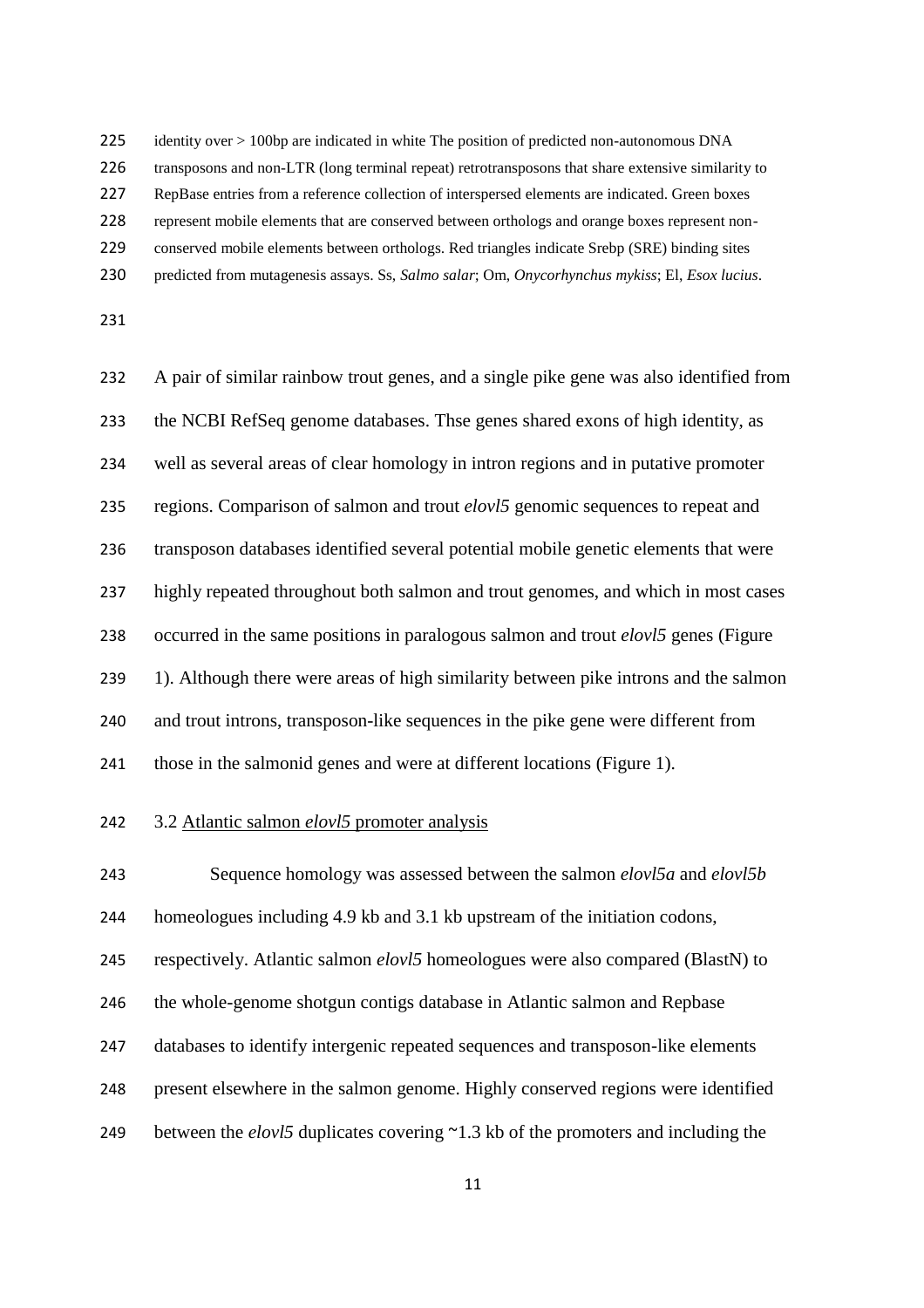identity over > 100bp are indicated in white The position of predicted non-autonomous DNA transposons and non-LTR (long terminal repeat) retrotransposons that share extensive similarity to RepBase entries from a reference collection of interspersed elements are indicated. Green boxes represent mobile elements that are conserved between orthologs and orange boxes represent non-conserved mobile elements between orthologs. Red triangles indicate Srebp (SRE) binding sites predicted from mutagenesis assays. Ss, *Salmo salar*; Om, *Onycorhynchus mykiss*; El, *Esox lucius*.

A pair of similar rainbow trout genes, and a single pike gene was also identified from the NCBI RefSeq genome databases. Thse genes shared exons of high identity, as well as several areas of clear homology in intron regions and in putative promoter regions. Comparison of salmon and trout *elovl5* genomic sequences to repeat and transposon databases identified several potential mobile genetic elements that were highly repeated throughout both salmon and trout genomes, and which in most cases occurred in the same positions in paralogous salmon and trout *elovl5* genes (Figure 1). Although there were areas of high similarity between pike introns and the salmon and trout introns, transposon-like sequences in the pike gene were different from those in the salmonid genes and were at different locations (Figure 1).

### 3.2 Atlantic salmon *elovl5* promoter analysis

Sequence homology was assessed between the salmon *elovl5a* and *elovl5b* homeologues including 4.9 kb and 3.1 kb upstream of the initiation codons, respectively. Atlantic salmon *elovl5* homeologues were also compared (BlastN) to the whole-genome shotgun contigs database in Atlantic salmon and Repbase databases to identify intergenic repeated sequences and transposon-like elements present elsewhere in the salmon genome. Highly conserved regions were identified between the *elovl5* duplicates covering ~1.3 kb of the promoters and including the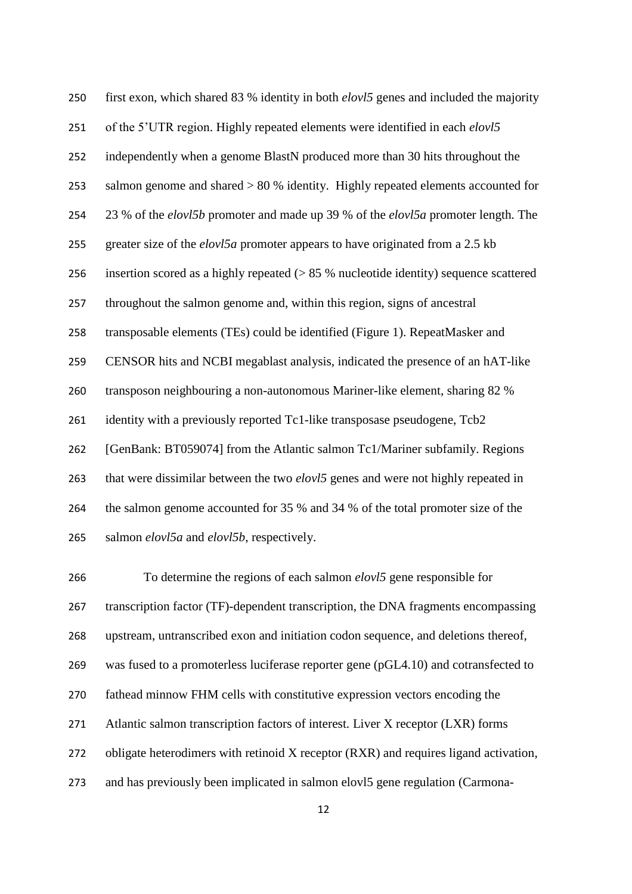first exon, which shared 83 % identity in both *elovl5* genes and included the majority of the 5'UTR region. Highly repeated elements were identified in each *elovl5* independently when a genome BlastN produced more than 30 hits throughout the salmon genome and shared > 80 % identity. Highly repeated elements accounted for 23 % of the *elovl5b* promoter and made up 39 % of the *elovl5a* promoter length. The greater size of the *elovl5a* promoter appears to have originated from a 2.5 kb insertion scored as a highly repeated (> 85 % nucleotide identity) sequence scattered throughout the salmon genome and, within this region, signs of ancestral transposable elements (TEs) could be identified (Figure 1). RepeatMasker and CENSOR hits and NCBI megablast analysis, indicated the presence of an hAT-like transposon neighbouring a non-autonomous Mariner-like element, sharing 82 % identity with a previously reported Tc1-like transposase pseudogene, Tcb2 [GenBank: BT059074] from the Atlantic salmon Tc1/Mariner subfamily. Regions that were dissimilar between the two *elovl5* genes and were not highly repeated in the salmon genome accounted for 35 % and 34 % of the total promoter size of the salmon *elovl5a* and *elovl5b*, respectively.

To determine the regions of each salmon *elovl5* gene responsible for transcription factor (TF)-dependent transcription, the DNA fragments encompassing upstream, untranscribed exon and initiation codon sequence, and deletions thereof, was fused to a promoterless luciferase reporter gene (pGL4.10) and cotransfected to fathead minnow FHM cells with constitutive expression vectors encoding the Atlantic salmon transcription factors of interest. Liver X receptor (LXR) forms obligate heterodimers with retinoid X receptor (RXR) and requires ligand activation, and has previously been implicated in salmon elovl5 gene regulation (Carmona-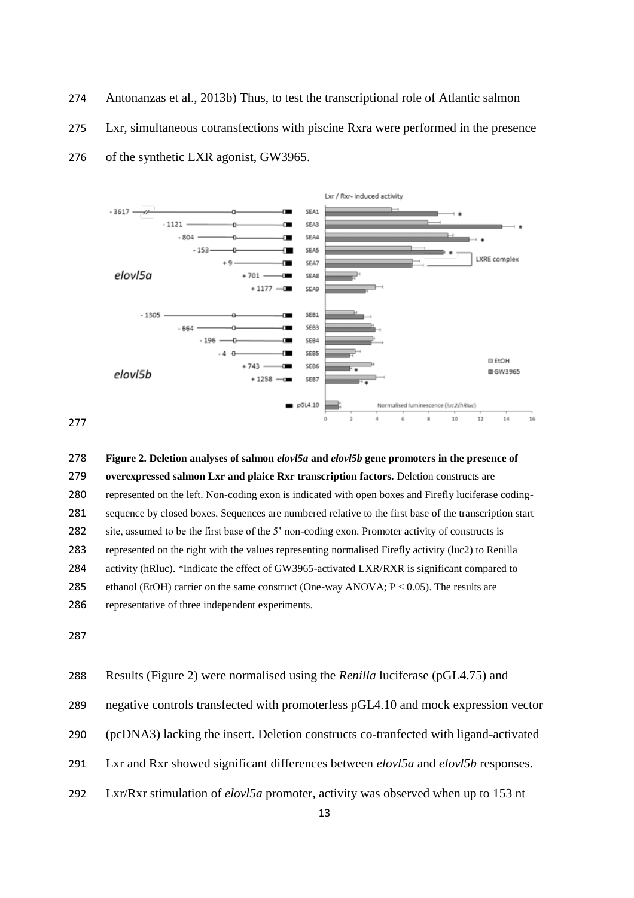Antonanzas et al., 2013b) Thus, to test the transcriptional role of Atlantic salmon Lxr, simultaneous cotransfections with piscine Rxra were performed in the presence of the synthetic LXR agonist, GW3965.

**Figure 2. Deletion analyses of salmon *elovl5a* and *elovl5b* gene promoters in the presence of overexpressed salmon Lxr and plaice Rxr transcription factors.** Deletion constructs are represented on the left. Non-coding exon is indicated with open boxes and Firefly luciferase coding-sequence by closed boxes. Sequences are numbered relative to the first base of the transcription start site, assumed to be the first base of the 5' non-coding exon. Promoter activity of constructs is represented on the right with the values representing normalised Firefly activity (luc2) to Renilla activity (hRluc). *Indicate the effect of GW3965-activated LXR/RXR is significant compared to ethanol (EtOH) carrier on the same construct (One-way ANOVA; $P < 0.05$). The results are representative of three independent experiments.

Results (Figure 2) were normalised using the *Renilla* luciferase (pGL4.75) and negative controls transfected with promoterless pGL4.10 and mock expression vector (pcDNA3) lacking the insert. Deletion constructs co-tranfected with ligand-activated Lxr and Rxr showed significant differences between *elovl5a* and *elovl5b* responses. Lxr/Rxr stimulation of *elovl5a* promoter, activity was observed when up to 153 nt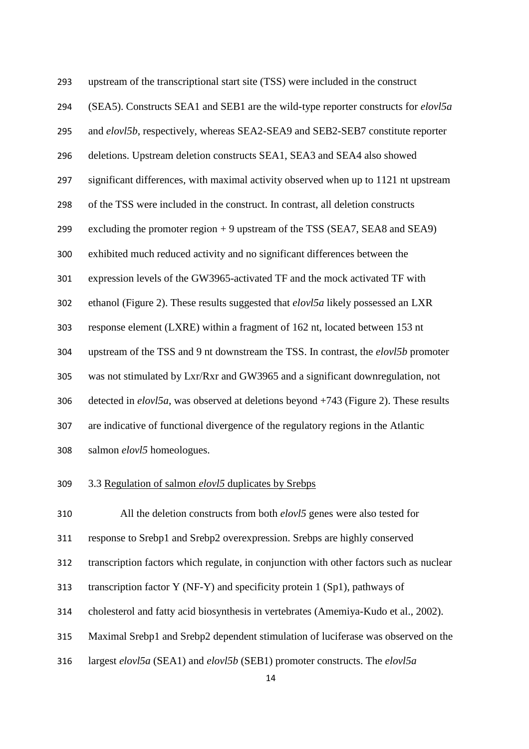upstream of the transcriptional start site (TSS) were included in the construct (SEA5). Constructs SEA1 and SEB1 are the wild-type reporter constructs for *elovl5a* and *elovl5b*, respectively, whereas SEA2-SEA9 and SEB2-SEB7 constitute reporter deletions. Upstream deletion constructs SEA1, SEA3 and SEA4 also showed significant differences, with maximal activity observed when up to 1121 nt upstream of the TSS were included in the construct. In contrast, all deletion constructs excluding the promoter region + 9 upstream of the TSS (SEA7, SEA8 and SEA9) exhibited much reduced activity and no significant differences between the expression levels of the GW3965-activated TF and the mock activated TF with ethanol (Figure 2). These results suggested that *elovl5a* likely possessed an LXR response element (LXRE) within a fragment of 162 nt, located between 153 nt upstream of the TSS and 9 nt downstream the TSS. In contrast, the *elovl5b* promoter was not stimulated by Lxr/Rxr and GW3965 and a significant downregulation, not detected in *elovl5a*, was observed at deletions beyond +743 (Figure 2). These results are indicative of functional divergence of the regulatory regions in the Atlantic salmon *elovl5* homeologues.

### 3.3 Regulation of salmon *elovl5* duplicates by Srebps

All the deletion constructs from both *elovl5* genes were also tested for response to Srebp1 and Srebp2 overexpression. Srebps are highly conserved transcription factors which regulate, in conjunction with other factors such as nuclear transcription factor Y (NF-Y) and specificity protein 1 (Sp1), pathways of cholesterol and fatty acid biosynthesis in vertebrates (Amemiya-Kudo et al., 2002). Maximal Srebp1 and Srebp2 dependent stimulation of luciferase was observed on the largest *elovl5a* (SEA1) and *elovl5b* (SEB1) promoter constructs. The *elovl5a*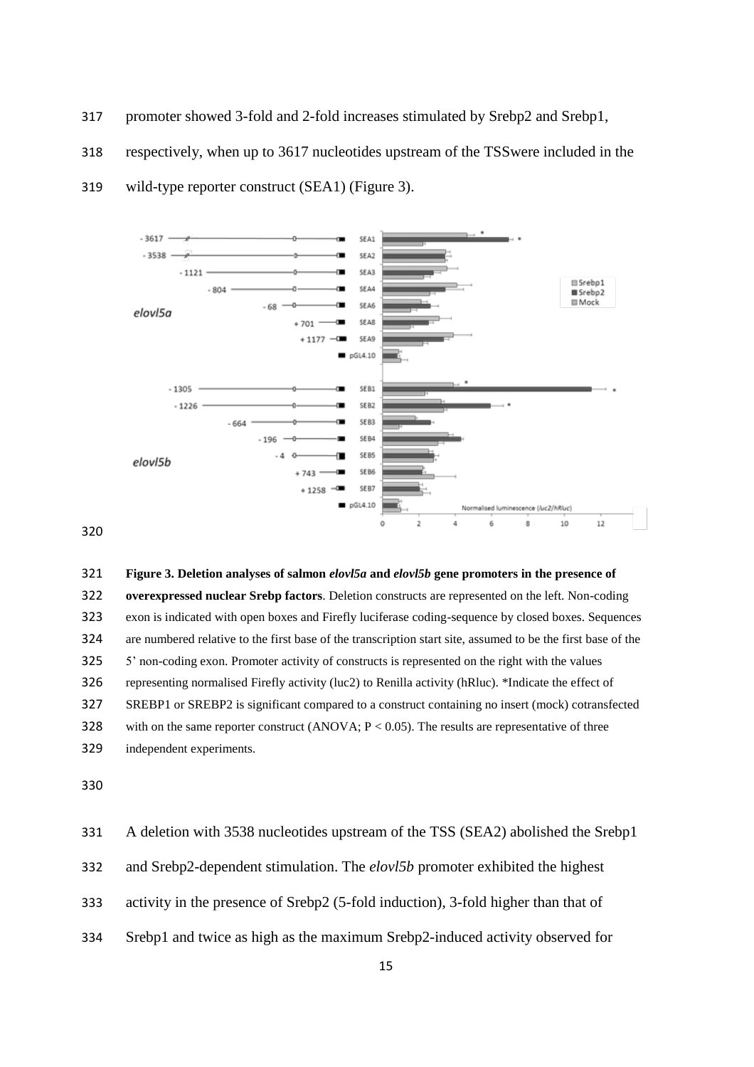promoter showed 3-fold and 2-fold increases stimulated by Srebp2 and Srebp1, respectively, when up to 3617 nucleotides upstream of the TSSwere included in the wild-type reporter construct (SEA1) (Figure 3).

**Figure 3. Deletion analyses of salmon *elovl5a* and *elovl5b* gene promoters in the presence of overexpressed nuclear Srebp factors**. Deletion constructs are represented on the left. Non-coding exon is indicated with open boxes and Firefly luciferase coding-sequence by closed boxes. Sequences are numbered relative to the first base of the transcription start site, assumed to be the first base of the 5' non-coding exon. Promoter activity of constructs is represented on the right with the values representing normalised Firefly activity (luc2) to Renilla activity (hRluc). *Indicate the effect of SREBP1 or SREBP2 is significant compared to a construct containing no insert (mock) cotransfected with on the same reporter construct (ANOVA; $P < 0.05$). The results are representative of three independent experiments.

A deletion with 3538 nucleotides upstream of the TSS (SEA2) abolished the Srebp1 and Srebp2-dependent stimulation. The *elovl5b* promoter exhibited the highest activity in the presence of Srebp2 (5-fold induction), 3-fold higher than that of Srebp1 and twice as high as the maximum Srebp2-induced activity observed for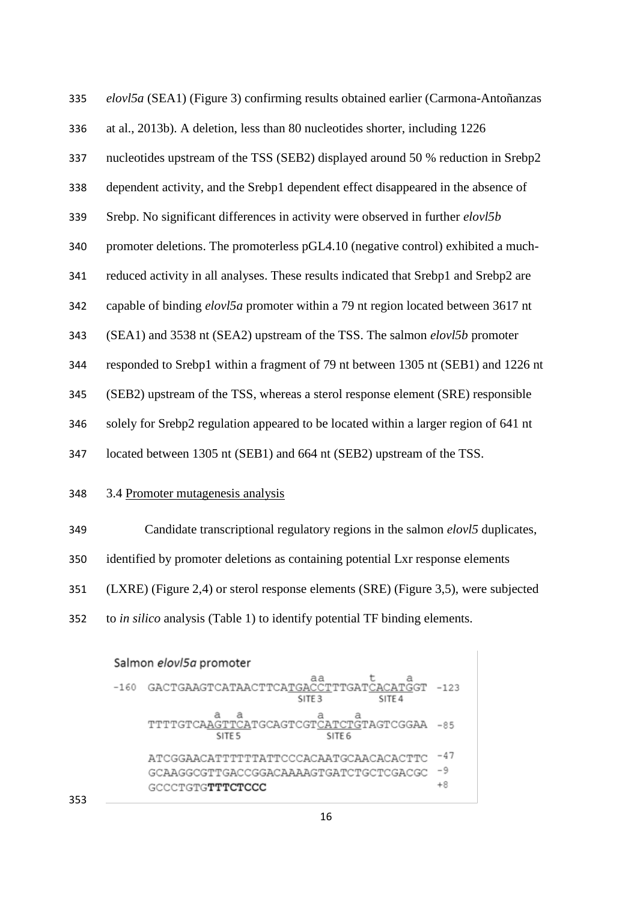*elovl5a* (SEA1) (Figure 3) confirming results obtained earlier (Carmona-Antoñanzas at al., 2013b). A deletion, less than 80 nucleotides shorter, including 1226 nucleotides upstream of the TSS (SEB2) displayed around 50 % reduction in Srebp2 dependent activity, and the Srebp1 dependent effect disappeared in the absence of Srebp. No significant differences in activity were observed in further *elovl5b* promoter deletions. The promoterless pGL4.10 (negative control) exhibited a much-reduced activity in all analyses. These results indicated that Srebp1 and Srebp2 are capable of binding *elovl5a* promoter within a 79 nt region located between 3617 nt (SEA1) and 3538 nt (SEA2) upstream of the TSS. The salmon *elovl5b* promoter responded to Srebp1 within a fragment of 79 nt between 1305 nt (SEB1) and 1226 nt (SEB2) upstream of the TSS, whereas a sterol response element (SRE) responsible solely for Srebp2 regulation appeared to be located within a larger region of 641 nt located between 1305 nt (SEB1) and 664 nt (SEB2) upstream of the TSS.

### 3.4 Promoter mutagenesis analysis

Candidate transcriptional regulatory regions in the salmon *elovl5* duplicates, identified by promoter deletions as containing potential Lxr response elements (LXRE) (Figure 2,4) or sterol response elements (SRE) (Figure 3,5), were subjected to *in silico* analysis (Table 1) to identify potential TF binding elements.

Salmon *elovl5a* promoter

```
                                 aa        t   a
-160  GACTGAAGTCATAACTTCATGACCTTTGATCACATGGT  -123
                            SITE 3      SITE 4
              a  a             a   a
      TTTTGTCAAGTTCATGCAGTCGTCATCTGTAGTCGGAA  -85
               SITE 5          SITE 6
      ATCGGAACATTTTTTATTCCCACAATGCAACACACTTC  -47
      GCAAGGCGTTGACCGGACAAAAGTGATCTGCTCGACGC  -9
      GCCCTGTGTTTCTCCC                        +8
```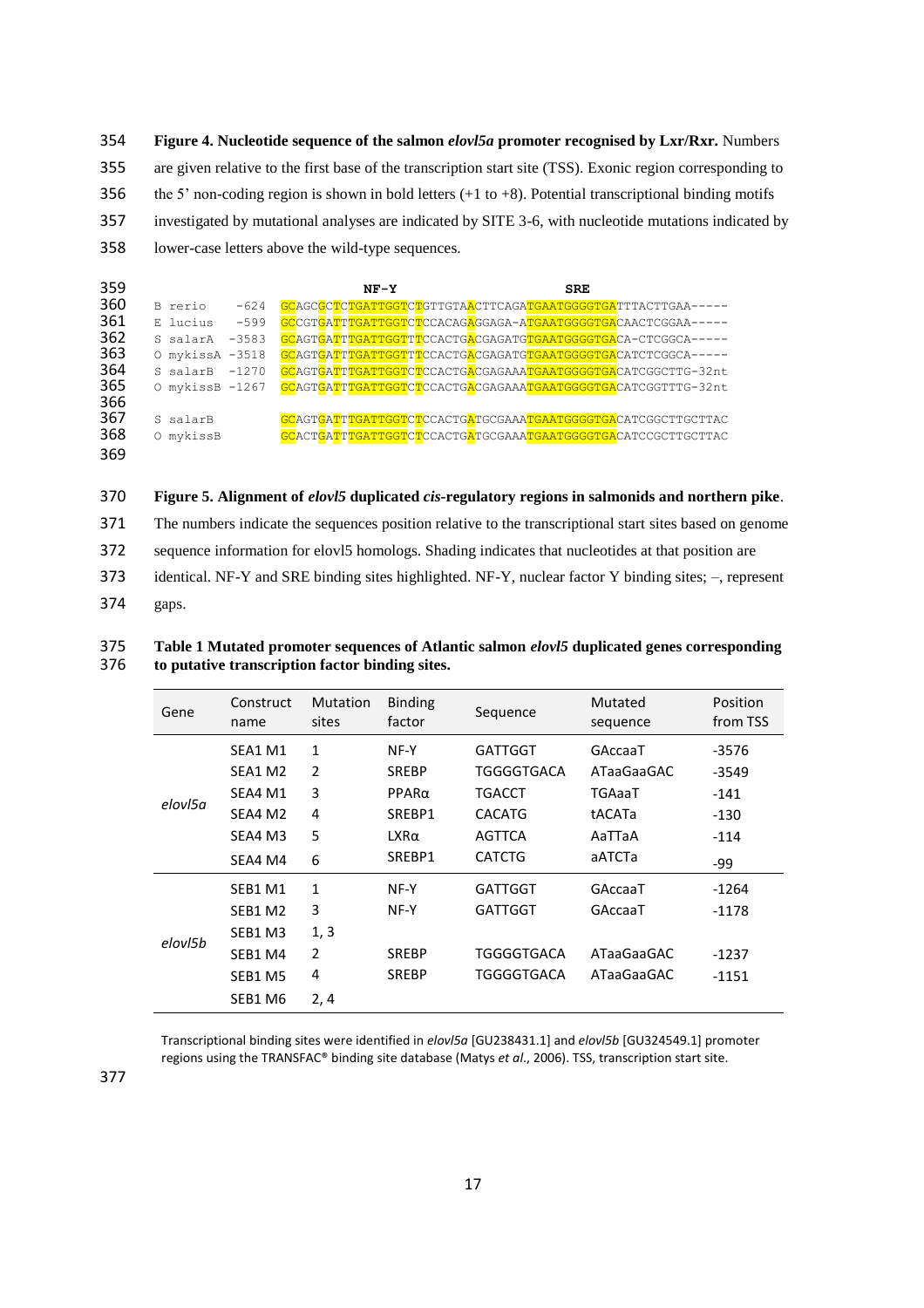**Figure 4. Nucleotide sequence of the salmon *elovl5a* promoter recognised by Lxr/Rxr.** Numbers are given relative to the first base of the transcription start site (TSS). Exonic region corresponding to the 5' non-coding region is shown in bold letters (+1 to +8). Potential transcriptional binding motifs investigated by mutational analyses are indicated by SITE 3-6, with nucleotide mutations indicated by lower-case letters above the wild-type sequences.

```
                                NF-Y                            SRE
B rerio      -624   GCAGCGCTCTGATTGGTCTGTTGTAACTTCAGATGAATGGGGTGATTTACTTGAA-----
E lucius     -599   GCCGTGATTTGATTGGTCTCCACAGAGGAGA-ATGAATGGGGTGACAACTCGGAA-----
S salarA    -3583   GCAGTGATTTGATTGGTTTCCACTGACGAGATGTGAATGGGGTGACA-CTCGGCA-----
O mykissA   -3518   GCAGTGATTTGATTGGTTTCCACTGACGAGATGTGAATGGGGTGACATCTCGGCA-----
S salarB    -1270   GCAGTGATTTGATTGGTCTCCACTGACGAGAAATGAATGGGGTGACATCGGCTTG-32nt
O mykissB   -1267   GCAGTGATTTGATTGGTCTCCACTGACGAGAAATGAATGGGGTGACATCGGTTTG-32nt

S salarB            GCAGTGATTTGATTGGTCTCCACTGATGCGAAATGAATGGGGTGACATCGGCTTGCTTAC
O mykissB           GCACTGATTTGATTGGTCTCCACTGATGCGAAATGAATGGGGTGACATCCGCTTGCTTAC
```

**Figure 5. Alignment of *elovl5* duplicated *cis*-regulatory regions in salmonids and northern pike**. The numbers indicate the sequences position relative to the transcriptional start sites based on genome sequence information for elovl5 homologs. Shading indicates that nucleotides at that position are identical. NF-Y and SRE binding sites highlighted. NF-Y, nuclear factor Y binding sites; –, represent gaps.

**Table 1 Mutated promoter sequences of Atlantic salmon *elovl5* duplicated genes corresponding to putative transcription factor binding sites.**

| Gene | Construct name | Mutation sites | Binding factor | Sequence | Mutated sequence | Position from TSS |
|---|---|---|---|---|---|---|
| *elovl5a* | SEA1 M1 | 1 | NF-Y | GATTGGT | GAccaaT | -3576 |
| | SEA1 M2 | 2 | SREBP | TGGGGTGACA | ATaaGaaGAC | -3549 |
| | SEA4 M1 | 3 | PPARα | TGACCT | TGAaaT | -141 |
| | SEA4 M2 | 4 | SREBP1 | CACATG | tACATa | -130 |
| | SEA4 M3 | 5 | LXRα | AGTTCA | AaTTaA | -114 |
| | SEA4 M4 | 6 | SREBP1 | CATCTG | aATCTa | -99 |
| *elovl5b* | SEB1 M1 | 1 | NF-Y | GATTGGT | GAccaaT | -1264 |
| | SEB1 M2 | 3 | NF-Y | GATTGGT | GAccaaT | -1178 |
| | SEB1 M3 | 1, 3 | | | | |
| | SEB1 M4 | 2 | SREBP | TGGGGTGACA | ATaaGaaGAC | -1237 |
| | SEB1 M5 | 4 | SREBP | TGGGGTGACA | ATaaGaaGAC | -1151 |
| | SEB1 M6 | 2, 4 | | | | |

Transcriptional binding sites were identified in *elovl5a* [GU238431.1] and *elovl5b* [GU324549.1] promoter regions using the TRANSFAC® binding site database (Matys *et al*., 2006). TSS, transcription start site.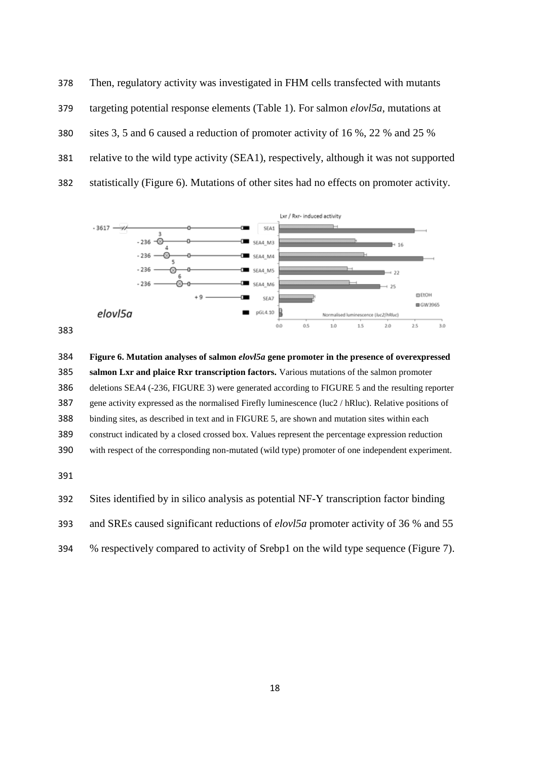Then, regulatory activity was investigated in FHM cells transfected with mutants targeting potential response elements (Table 1). For salmon *elovl5a*, mutations at sites 3, 5 and 6 caused a reduction of promoter activity of 16 %, 22 % and 25 % relative to the wild type activity (SEA1), respectively, although it was not supported statistically (Figure 6). Mutations of other sites had no effects on promoter activity.

**Figure 6. Mutation analyses of salmon *elovl5a* gene promoter in the presence of overexpressed salmon Lxr and plaice Rxr transcription factors.** Various mutations of the salmon promoter deletions SEA4 (-236, FIGURE 3) were generated according to FIGURE 5 and the resulting reporter gene activity expressed as the normalised Firefly luminescence (luc2 / hRluc). Relative positions of binding sites, as described in text and in FIGURE 5, are shown and mutation sites within each construct indicated by a closed crossed box. Values represent the percentage expression reduction with respect of the corresponding non-mutated (wild type) promoter of one independent experiment.

Sites identified by in silico analysis as potential NF-Y transcription factor binding and SREs caused significant reductions of *elovl5a* promoter activity of 36 % and 55 % respectively compared to activity of Srebp1 on the wild type sequence (Figure 7).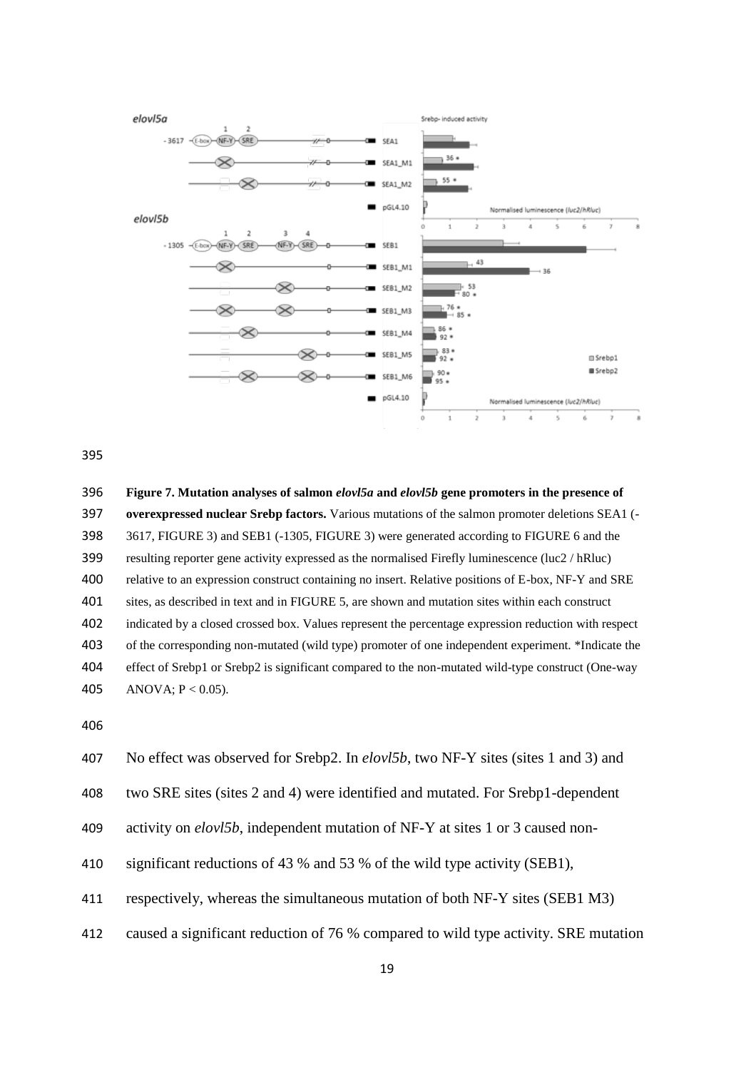**Figure 7. Mutation analyses of salmon *elovl5a* and *elovl5b* gene promoters in the presence of overexpressed nuclear Srebp factors.** Various mutations of the salmon promoter deletions SEA1 (-3617, FIGURE 3) and SEB1 (-1305, FIGURE 3) were generated according to FIGURE 6 and the resulting reporter gene activity expressed as the normalised Firefly luminescence (luc2 / hRluc) relative to an expression construct containing no insert. Relative positions of E-box, NF-Y and SRE sites, as described in text and in FIGURE 5, are shown and mutation sites within each construct indicated by a closed crossed box. Values represent the percentage expression reduction with respect of the corresponding non-mutated (wild type) promoter of one independent experiment. *Indicate the effect of Srebp1 or Srebp2 is significant compared to the non-mutated wild-type construct (One-way ANOVA; $P < 0.05$).

No effect was observed for Srebp2. In *elovl5b*, two NF-Y sites (sites 1 and 3) and two SRE sites (sites 2 and 4) were identified and mutated. For Srebp1-dependent activity on *elovl5b*, independent mutation of NF-Y at sites 1 or 3 caused non-significant reductions of 43 % and 53 % of the wild type activity (SEB1), respectively, whereas the simultaneous mutation of both NF-Y sites (SEB1 M3) caused a significant reduction of 76 % compared to wild type activity. SRE mutation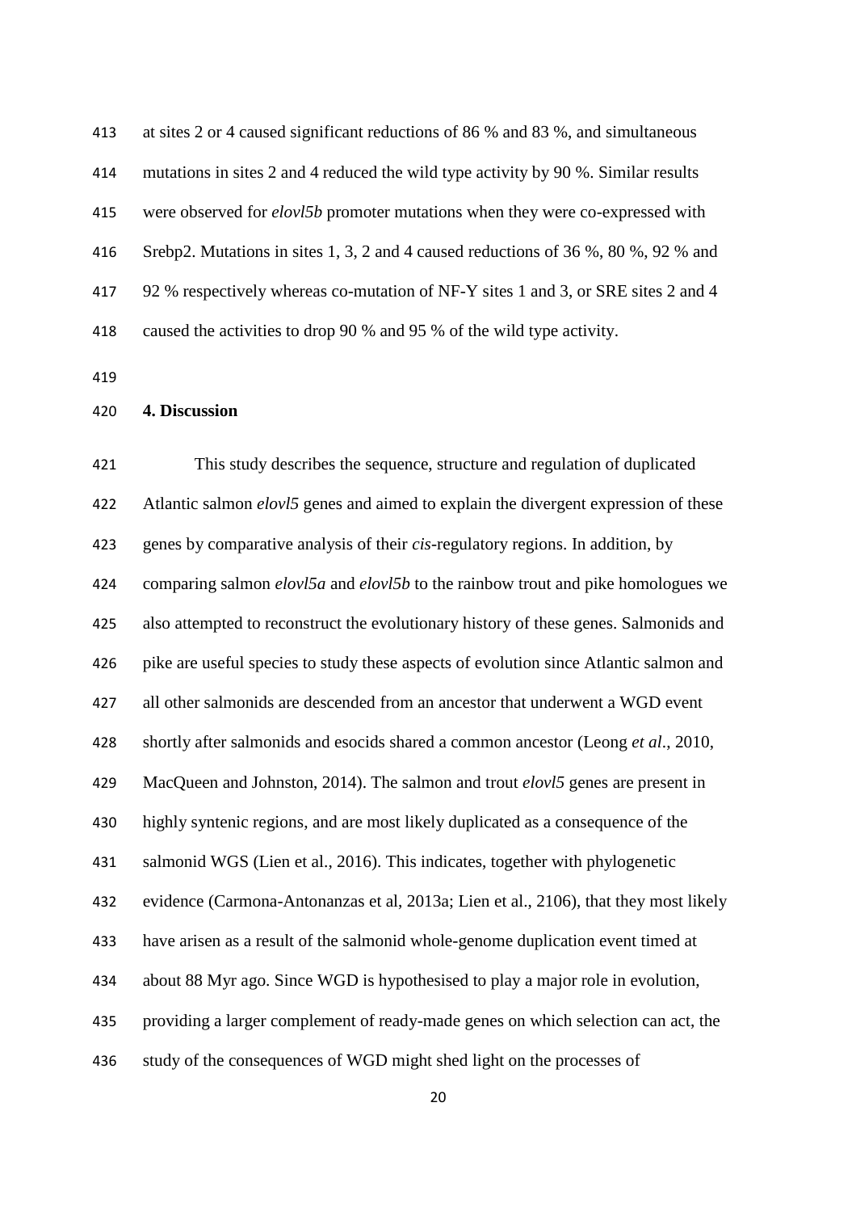at sites 2 or 4 caused significant reductions of 86 % and 83 %, and simultaneous mutations in sites 2 and 4 reduced the wild type activity by 90 %. Similar results were observed for *elovl5b* promoter mutations when they were co-expressed with Srebp2. Mutations in sites 1, 3, 2 and 4 caused reductions of 36 %, 80 %, 92 % and 92 % respectively whereas co-mutation of NF-Y sites 1 and 3, or SRE sites 2 and 4 caused the activities to drop 90 % and 95 % of the wild type activity.

## 4. Discussion

This study describes the sequence, structure and regulation of duplicated Atlantic salmon *elovl5* genes and aimed to explain the divergent expression of these genes by comparative analysis of their *cis*-regulatory regions. In addition, by comparing salmon *elovl5a* and *elovl5b* to the rainbow trout and pike homologues we also attempted to reconstruct the evolutionary history of these genes. Salmonids and pike are useful species to study these aspects of evolution since Atlantic salmon and all other salmonids are descended from an ancestor that underwent a WGD event shortly after salmonids and esocids shared a common ancestor (Leong *et al*., 2010, MacQueen and Johnston, 2014). The salmon and trout *elovl5* genes are present in highly syntenic regions, and are most likely duplicated as a consequence of the salmonid WGS (Lien et al., 2016). This indicates, together with phylogenetic evidence (Carmona-Antonanzas et al, 2013a; Lien et al., 2106), that they most likely have arisen as a result of the salmonid whole-genome duplication event timed at about 88 Myr ago. Since WGD is hypothesised to play a major role in evolution, providing a larger complement of ready-made genes on which selection can act, the study of the consequences of WGD might shed light on the processes of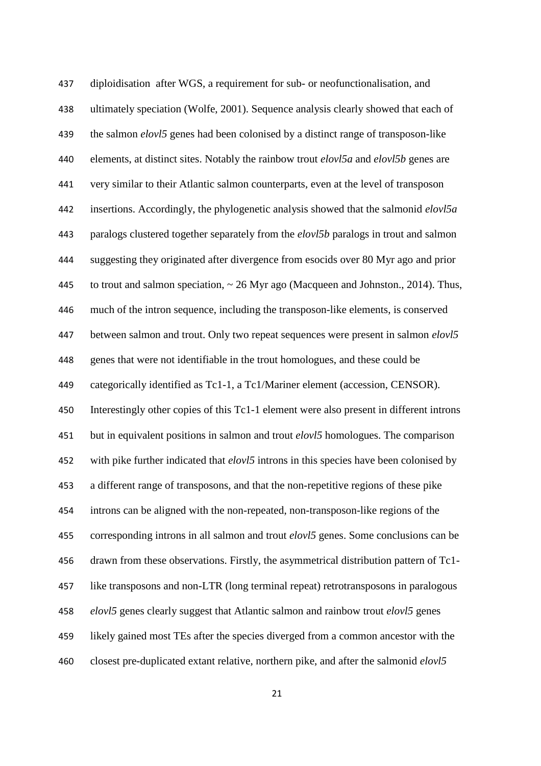diploidisation after WGS, a requirement for sub- or neofunctionalisation, and ultimately speciation (Wolfe, 2001). Sequence analysis clearly showed that each of the salmon *elovl5* genes had been colonised by a distinct range of transposon-like elements, at distinct sites. Notably the rainbow trout *elovl5a* and *elovl5b* genes are very similar to their Atlantic salmon counterparts, even at the level of transposon insertions. Accordingly, the phylogenetic analysis showed that the salmonid *elovl5a* paralogs clustered together separately from the *elovl5b* paralogs in trout and salmon suggesting they originated after divergence from esocids over 80 Myr ago and prior to trout and salmon speciation, ~ 26 Myr ago (Macqueen and Johnston., 2014). Thus, much of the intron sequence, including the transposon-like elements, is conserved between salmon and trout. Only two repeat sequences were present in salmon *elovl5* genes that were not identifiable in the trout homologues, and these could be categorically identified as Tc1-1, a Tc1/Mariner element (accession, CENSOR). Interestingly other copies of this Tc1-1 element were also present in different introns but in equivalent positions in salmon and trout *elovl5* homologues. The comparison with pike further indicated that *elovl5* introns in this species have been colonised by a different range of transposons, and that the non-repetitive regions of these pike introns can be aligned with the non-repeated, non-transposon-like regions of the corresponding introns in all salmon and trout *elovl5* genes. Some conclusions can be drawn from these observations. Firstly, the asymmetrical distribution pattern of Tc1-like transposons and non-LTR (long terminal repeat) retrotransposons in paralogous *elovl5* genes clearly suggest that Atlantic salmon and rainbow trout *elovl5* genes likely gained most TEs after the species diverged from a common ancestor with the closest pre-duplicated extant relative, northern pike, and after the salmonid *elovl5*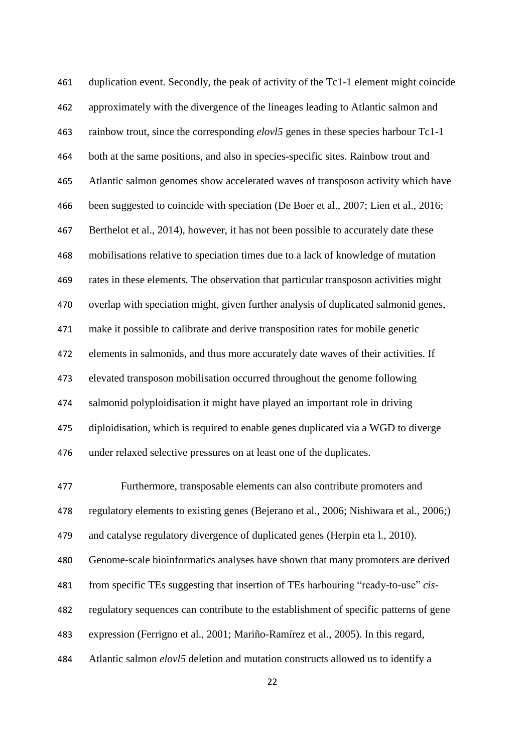duplication event. Secondly, the peak of activity of the Tc1-1 element might coincide approximately with the divergence of the lineages leading to Atlantic salmon and rainbow trout, since the corresponding *elovl5* genes in these species harbour Tc1-1 both at the same positions, and also in species-specific sites. Rainbow trout and Atlantic salmon genomes show accelerated waves of transposon activity which have been suggested to coincide with speciation (De Boer et al., 2007; Lien et al., 2016; Berthelot et al., 2014), however, it has not been possible to accurately date these mobilisations relative to speciation times due to a lack of knowledge of mutation rates in these elements. The observation that particular transposon activities might overlap with speciation might, given further analysis of duplicated salmonid genes, make it possible to calibrate and derive transposition rates for mobile genetic elements in salmonids, and thus more accurately date waves of their activities. If elevated transposon mobilisation occurred throughout the genome following salmonid polyploidisation it might have played an important role in driving diploidisation, which is required to enable genes duplicated via a WGD to diverge under relaxed selective pressures on at least one of the duplicates.

Furthermore, transposable elements can also contribute promoters and regulatory elements to existing genes (Bejerano et al., 2006; Nishiwara et al., 2006;) and catalyse regulatory divergence of duplicated genes (Herpin eta l., 2010). Genome-scale bioinformatics analyses have shown that many promoters are derived from specific TEs suggesting that insertion of TEs harbouring "ready-to-use" *cis*-regulatory sequences can contribute to the establishment of specific patterns of gene expression (Ferrigno et al., 2001; Mariño-Ramírez et al., 2005). In this regard, Atlantic salmon *elovl5* deletion and mutation constructs allowed us to identify a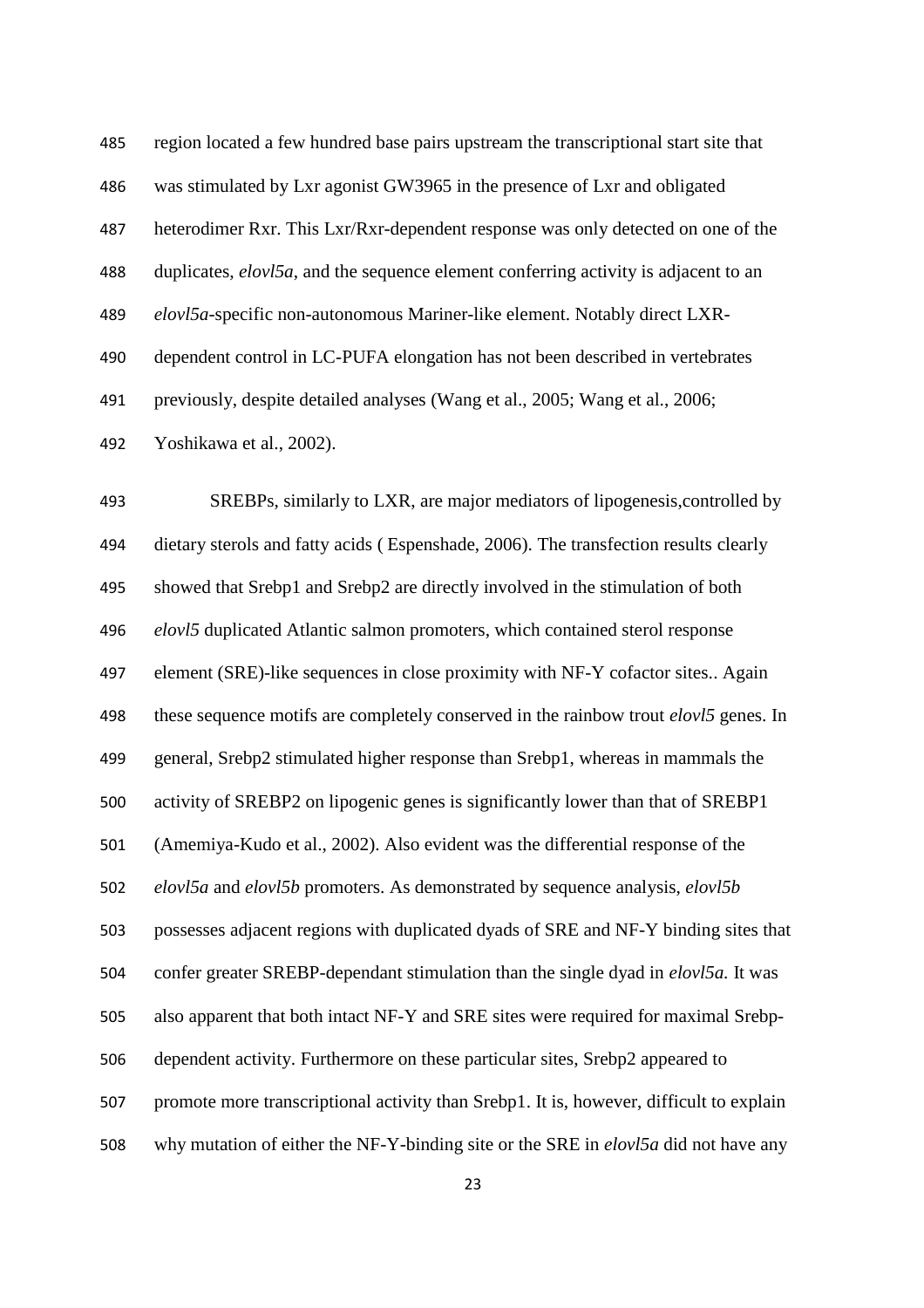region located a few hundred base pairs upstream the transcriptional start site that was stimulated by Lxr agonist GW3965 in the presence of Lxr and obligated heterodimer Rxr. This Lxr/Rxr-dependent response was only detected on one of the duplicates, *elovl5a*, and the sequence element conferring activity is adjacent to an *elovl5a*-specific non-autonomous Mariner-like element. Notably direct LXR-dependent control in LC-PUFA elongation has not been described in vertebrates previously, despite detailed analyses (Wang et al., 2005; Wang et al., 2006; Yoshikawa et al., 2002).

SREBPs, similarly to LXR, are major mediators of lipogenesis,controlled by dietary sterols and fatty acids ( Espenshade, 2006). The transfection results clearly showed that Srebp1 and Srebp2 are directly involved in the stimulation of both *elovl5* duplicated Atlantic salmon promoters, which contained sterol response element (SRE)-like sequences in close proximity with NF-Y cofactor sites.. Again these sequence motifs are completely conserved in the rainbow trout *elovl5* genes. In general, Srebp2 stimulated higher response than Srebp1, whereas in mammals the activity of SREBP2 on lipogenic genes is significantly lower than that of SREBP1 (Amemiya-Kudo et al., 2002). Also evident was the differential response of the *elovl5a* and *elovl5b* promoters. As demonstrated by sequence analysis, *elovl5b* possesses adjacent regions with duplicated dyads of SRE and NF-Y binding sites that confer greater SREBP-dependant stimulation than the single dyad in *elovl5a.* It was also apparent that both intact NF-Y and SRE sites were required for maximal Srebp-dependent activity. Furthermore on these particular sites, Srebp2 appeared to promote more transcriptional activity than Srebp1. It is, however, difficult to explain why mutation of either the NF-Y-binding site or the SRE in *elovl5a* did not have any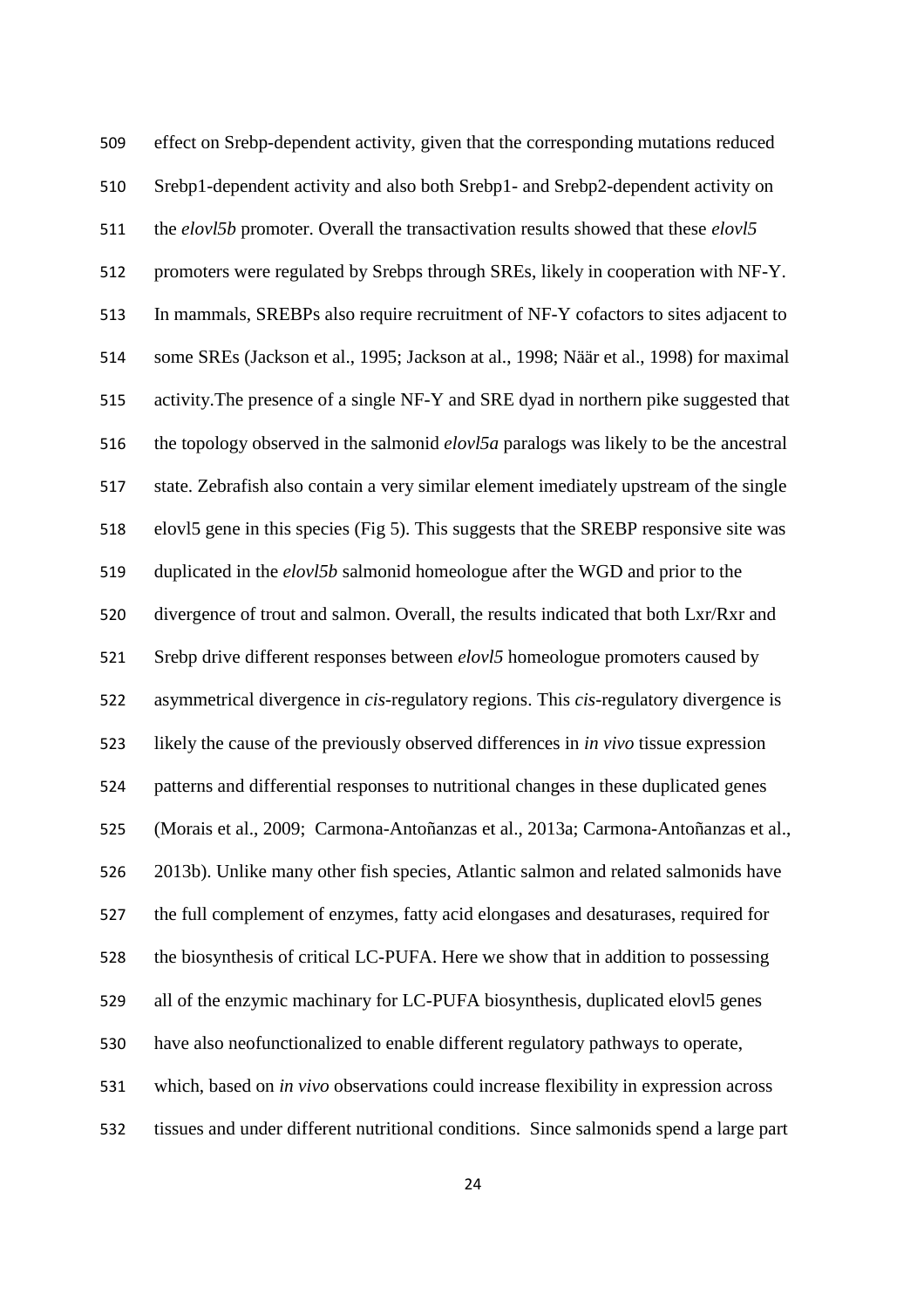effect on Srebp-dependent activity, given that the corresponding mutations reduced Srebp1-dependent activity and also both Srebp1- and Srebp2-dependent activity on the *elovl5b* promoter. Overall the transactivation results showed that these *elovl5* promoters were regulated by Srebps through SREs, likely in cooperation with NF-Y. In mammals, SREBPs also require recruitment of NF-Y cofactors to sites adjacent to some SREs (Jackson et al., 1995; Jackson at al., 1998; Näär et al., 1998) for maximal activity.The presence of a single NF-Y and SRE dyad in northern pike suggested that the topology observed in the salmonid *elovl5a* paralogs was likely to be the ancestral state. Zebrafish also contain a very similar element imediately upstream of the single elovl5 gene in this species (Fig 5). This suggests that the SREBP responsive site was duplicated in the *elovl5b* salmonid homeologue after the WGD and prior to the divergence of trout and salmon. Overall, the results indicated that both Lxr/Rxr and Srebp drive different responses between *elovl5* homeologue promoters caused by asymmetrical divergence in *cis*-regulatory regions. This *cis*-regulatory divergence is likely the cause of the previously observed differences in *in vivo* tissue expression patterns and differential responses to nutritional changes in these duplicated genes (Morais et al., 2009; Carmona-Antoñanzas et al., 2013a; Carmona-Antoñanzas et al., 2013b). Unlike many other fish species, Atlantic salmon and related salmonids have the full complement of enzymes, fatty acid elongases and desaturases, required for the biosynthesis of critical LC-PUFA. Here we show that in addition to possessing all of the enzymic machinary for LC-PUFA biosynthesis, duplicated elovl5 genes have also neofunctionalized to enable different regulatory pathways to operate, which, based on *in vivo* observations could increase flexibility in expression across tissues and under different nutritional conditions. Since salmonids spend a large part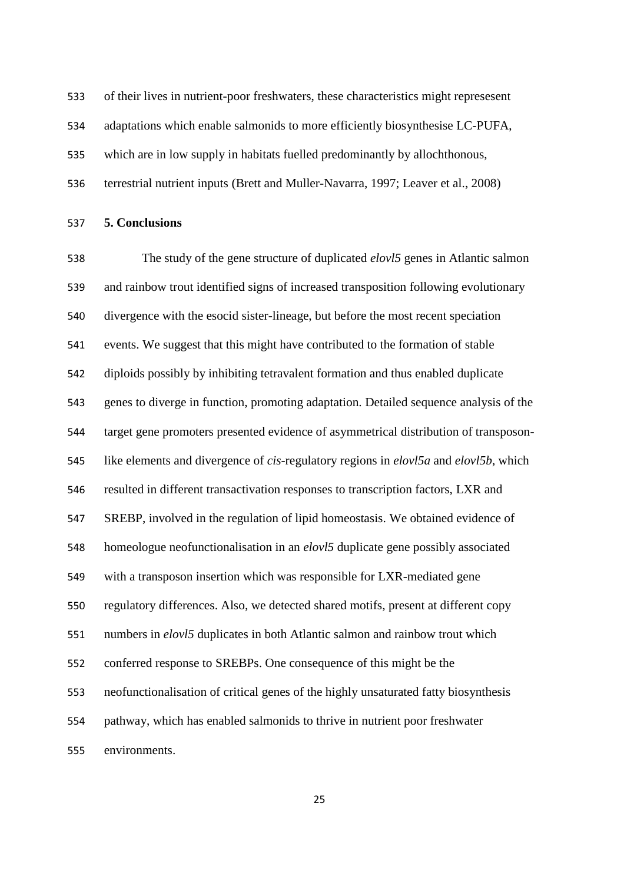of their lives in nutrient-poor freshwaters, these characteristics might represesent adaptations which enable salmonids to more efficiently biosynthesise LC-PUFA, which are in low supply in habitats fuelled predominantly by allochthonous, terrestrial nutrient inputs (Brett and Muller-Navarra, 1997; Leaver et al., 2008)

## 5. Conclusions

The study of the gene structure of duplicated *elovl5* genes in Atlantic salmon and rainbow trout identified signs of increased transposition following evolutionary divergence with the esocid sister-lineage, but before the most recent speciation events. We suggest that this might have contributed to the formation of stable diploids possibly by inhibiting tetravalent formation and thus enabled duplicate genes to diverge in function, promoting adaptation. Detailed sequence analysis of the target gene promoters presented evidence of asymmetrical distribution of transposon-like elements and divergence of *cis*-regulatory regions in *elovl5a* and *elovl5b*, which resulted in different transactivation responses to transcription factors, LXR and SREBP, involved in the regulation of lipid homeostasis. We obtained evidence of homeologue neofunctionalisation in an *elovl5* duplicate gene possibly associated with a transposon insertion which was responsible for LXR-mediated gene regulatory differences. Also, we detected shared motifs, present at different copy numbers in *elovl5* duplicates in both Atlantic salmon and rainbow trout which conferred response to SREBPs. One consequence of this might be the neofunctionalisation of critical genes of the highly unsaturated fatty biosynthesis pathway, which has enabled salmonids to thrive in nutrient poor freshwater environments.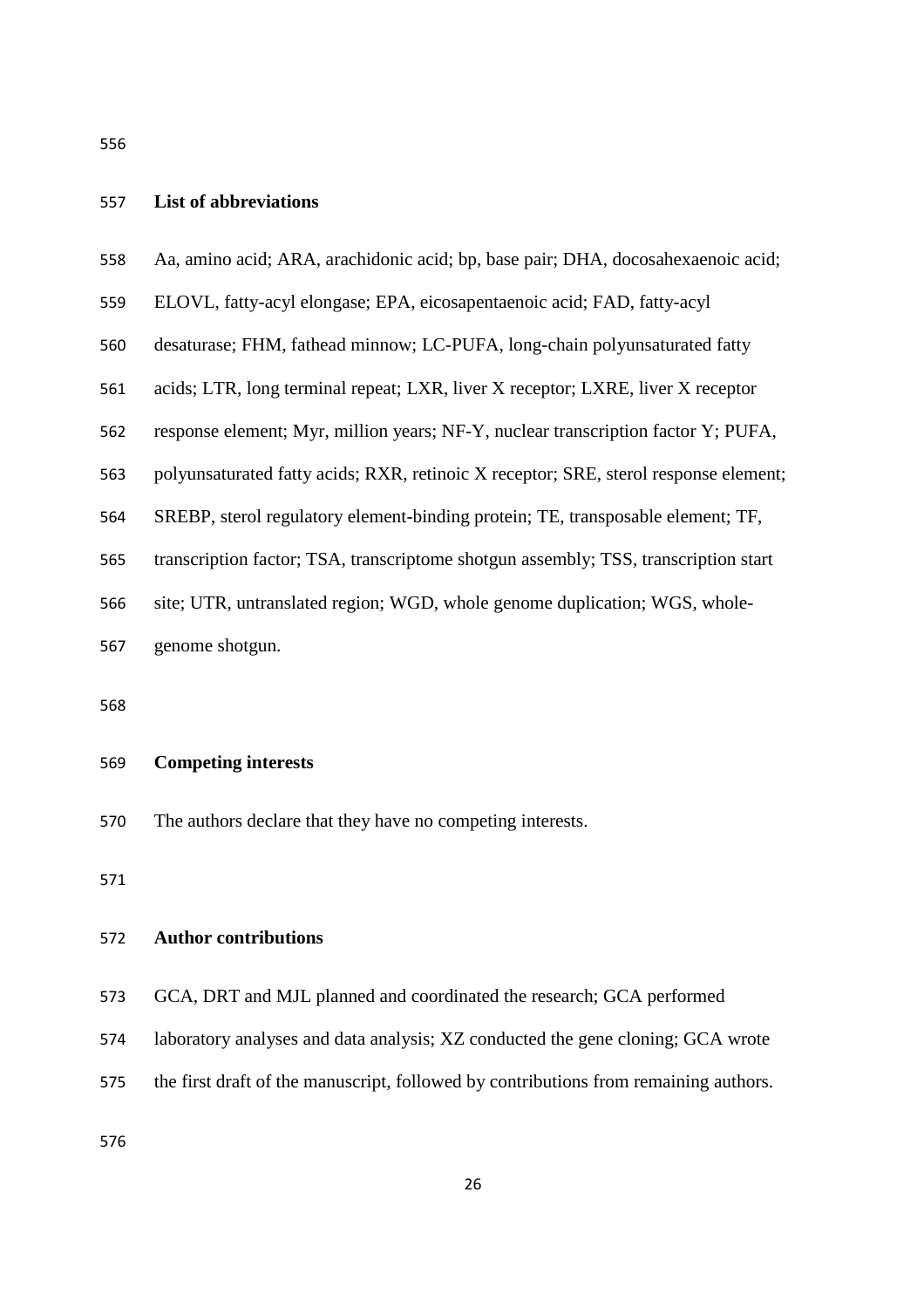## List of abbreviations

Aa, amino acid; ARA, arachidonic acid; bp, base pair; DHA, docosahexaenoic acid; ELOVL, fatty-acyl elongase; EPA, eicosapentaenoic acid; FAD, fatty-acyl desaturase; FHM, fathead minnow; LC-PUFA, long-chain polyunsaturated fatty acids; LTR, long terminal repeat; LXR, liver X receptor; LXRE, liver X receptor response element; Myr, million years; NF-Y, nuclear transcription factor Y; PUFA, polyunsaturated fatty acids; RXR, retinoic X receptor; SRE, sterol response element; SREBP, sterol regulatory element-binding protein; TE, transposable element; TF, transcription factor; TSA, transcriptome shotgun assembly; TSS, transcription start site; UTR, untranslated region; WGD, whole genome duplication; WGS, whole-genome shotgun.

## Competing interests

The authors declare that they have no competing interests.

## Author contributions

GCA, DRT and MJL planned and coordinated the research; GCA performed laboratory analyses and data analysis; XZ conducted the gene cloning; GCA wrote the first draft of the manuscript, followed by contributions from remaining authors.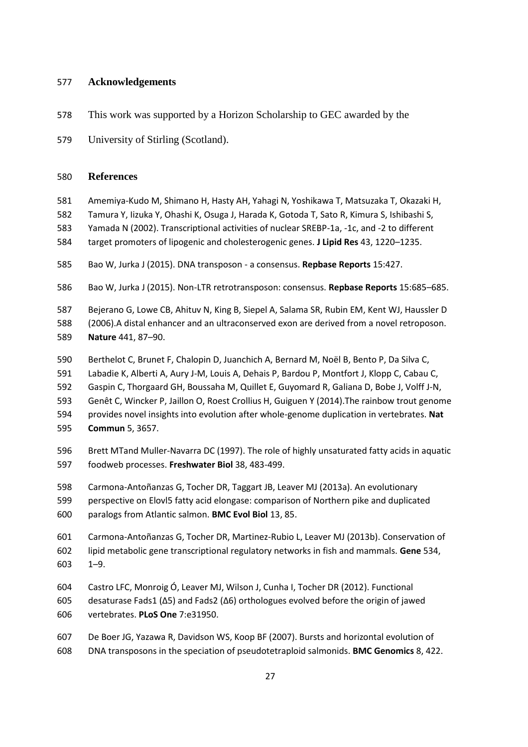## Acknowledgements

This work was supported by a Horizon Scholarship to GEC awarded by the University of Stirling (Scotland).

## References

Amemiya-Kudo M, Shimano H, Hasty AH, Yahagi N, Yoshikawa T, Matsuzaka T, Okazaki H, Tamura Y, Iizuka Y, Ohashi K, Osuga J, Harada K, Gotoda T, Sato R, Kimura S, Ishibashi S, Yamada N (2002). Transcriptional activities of nuclear SREBP-1a, -1c, and -2 to different target promoters of lipogenic and cholesterogenic genes. **J Lipid Res** 43, 1220–1235.

Bao W, Jurka J (2015). DNA transposon - a consensus. **Repbase Reports** 15:427.

Bao W, Jurka J (2015). Non-LTR retrotransposon: consensus. **Repbase Reports** 15:685–685.

Bejerano G, Lowe CB, Ahituv N, King B, Siepel A, Salama SR, Rubin EM, Kent WJ, Haussler D (2006).A distal enhancer and an ultraconserved exon are derived from a novel retroposon. **Nature** 441, 87–90.

Berthelot C, Brunet F, Chalopin D, Juanchich A, Bernard M, Noël B, Bento P, Da Silva C, Labadie K, Alberti A, Aury J-M, Louis A, Dehais P, Bardou P, Montfort J, Klopp C, Cabau C, Gaspin C, Thorgaard GH, Boussaha M, Quillet E, Guyomard R, Galiana D, Bobe J, Volff J-N, Genêt C, Wincker P, Jaillon O, Roest Crollius H, Guiguen Y (2014).The rainbow trout genome provides novel insights into evolution after whole-genome duplication in vertebrates. **Nat Commun** 5, 3657.

Brett MTand Muller-Navarra DC (1997). The role of highly unsaturated fatty acids in aquatic foodweb processes. **Freshwater Biol** 38, 483-499.

Carmona-Antoñanzas G, Tocher DR, Taggart JB, Leaver MJ (2013a). An evolutionary perspective on Elovl5 fatty acid elongase: comparison of Northern pike and duplicated paralogs from Atlantic salmon. **BMC Evol Biol** 13, 85.

Carmona-Antoñanzas G, Tocher DR, Martinez-Rubio L, Leaver MJ (2013b). Conservation of lipid metabolic gene transcriptional regulatory networks in fish and mammals. **Gene** 534, 1–9.

Castro LFC, Monroig Ó, Leaver MJ, Wilson J, Cunha I, Tocher DR (2012). Functional desaturase Fads1 (Δ5) and Fads2 (Δ6) orthologues evolved before the origin of jawed vertebrates. **PLoS One** 7:e31950.

De Boer JG, Yazawa R, Davidson WS, Koop BF (2007). Bursts and horizontal evolution of DNA transposons in the speciation of pseudotetraploid salmonids. **BMC Genomics** 8, 422.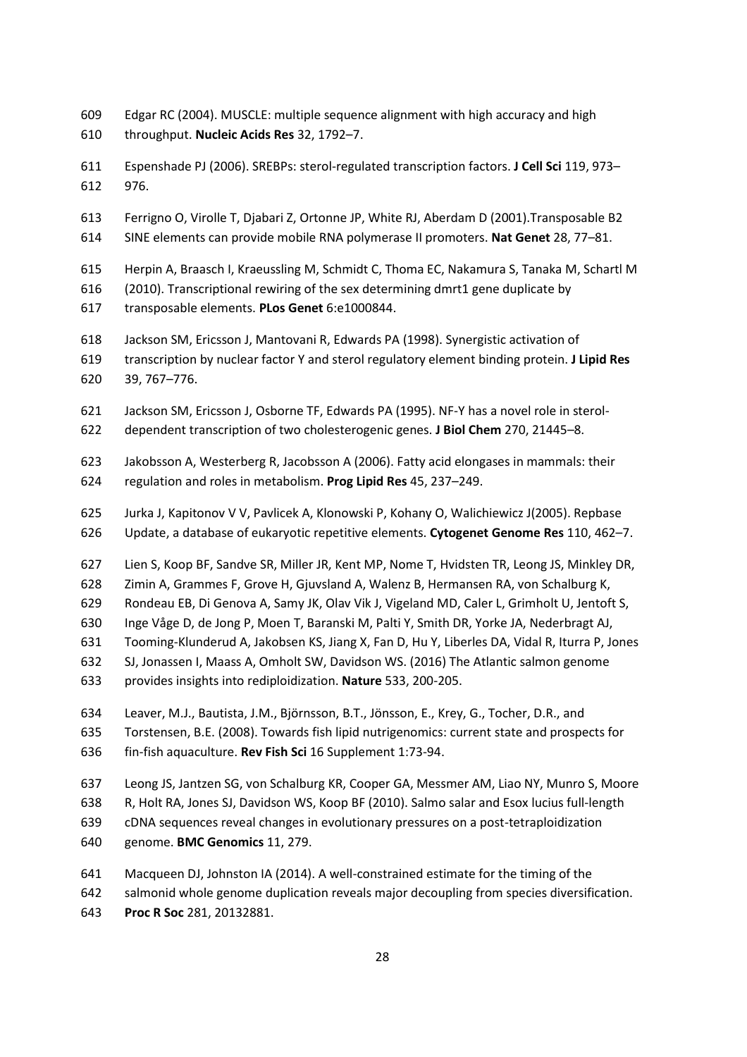Edgar RC (2004). MUSCLE: multiple sequence alignment with high accuracy and high throughput. **Nucleic Acids Res** 32, 1792–7.

Espenshade PJ (2006). SREBPs: sterol-regulated transcription factors. **J Cell Sci** 119, 973–976.

Ferrigno O, Virolle T, Djabari Z, Ortonne JP, White RJ, Aberdam D (2001).Transposable B2 SINE elements can provide mobile RNA polymerase II promoters. **Nat Genet** 28, 77–81.

Herpin A, Braasch I, Kraeussling M, Schmidt C, Thoma EC, Nakamura S, Tanaka M, Schartl M (2010). Transcriptional rewiring of the sex determining dmrt1 gene duplicate by transposable elements. **PLos Genet** 6:e1000844.

Jackson SM, Ericsson J, Mantovani R, Edwards PA (1998). Synergistic activation of transcription by nuclear factor Y and sterol regulatory element binding protein. **J Lipid Res** 39, 767–776.

Jackson SM, Ericsson J, Osborne TF, Edwards PA (1995). NF-Y has a novel role in sterol-dependent transcription of two cholesterogenic genes. **J Biol Chem** 270, 21445–8.

Jakobsson A, Westerberg R, Jacobsson A (2006). Fatty acid elongases in mammals: their regulation and roles in metabolism. **Prog Lipid Res** 45, 237–249.

Jurka J, Kapitonov V V, Pavlicek A, Klonowski P, Kohany O, Walichiewicz J(2005). Repbase Update, a database of eukaryotic repetitive elements. **Cytogenet Genome Res** 110, 462–7.

Lien S, Koop BF, Sandve SR, Miller JR, Kent MP, Nome T, Hvidsten TR, Leong JS, Minkley DR, Zimin A, Grammes F, Grove H, Gjuvsland A, Walenz B, Hermansen RA, von Schalburg K, Rondeau EB, Di Genova A, Samy JK, Olav Vik J, Vigeland MD, Caler L, Grimholt U, Jentoft S, Inge Våge D, de Jong P, Moen T, Baranski M, Palti Y, Smith DR, Yorke JA, Nederbragt AJ, Tooming-Klunderud A, Jakobsen KS, Jiang X, Fan D, Hu Y, Liberles DA, Vidal R, Iturra P, Jones SJ, Jonassen I, Maass A, Omholt SW, Davidson WS. (2016) The Atlantic salmon genome provides insights into rediploidization. **Nature** 533, 200-205.

Leaver, M.J., Bautista, J.M., Björnsson, B.T., Jönsson, E., Krey, G., Tocher, D.R., and Torstensen, B.E. (2008). Towards fish lipid nutrigenomics: current state and prospects for fin-fish aquaculture. **Rev Fish Sci** 16 Supplement 1:73-94.

Leong JS, Jantzen SG, von Schalburg KR, Cooper GA, Messmer AM, Liao NY, Munro S, Moore R, Holt RA, Jones SJ, Davidson WS, Koop BF (2010). Salmo salar and Esox lucius full-length cDNA sequences reveal changes in evolutionary pressures on a post-tetraploidization genome. **BMC Genomics** 11, 279.

Macqueen DJ, Johnston IA (2014). A well-constrained estimate for the timing of the salmonid whole genome duplication reveals major decoupling from species diversification. **Proc R Soc** 281, 20132881.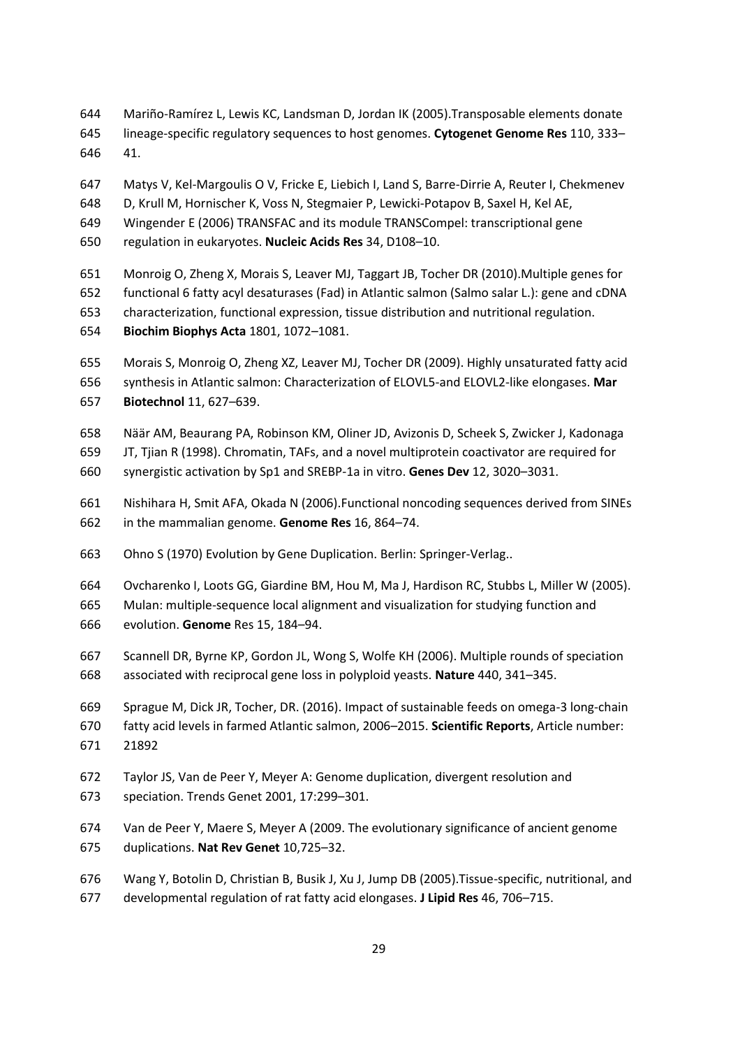Mariño-Ramírez L, Lewis KC, Landsman D, Jordan IK (2005).Transposable elements donate lineage-specific regulatory sequences to host genomes. **Cytogenet Genome Res** 110, 333–41.

Matys V, Kel-Margoulis O V, Fricke E, Liebich I, Land S, Barre-Dirrie A, Reuter I, Chekmenev D, Krull M, Hornischer K, Voss N, Stegmaier P, Lewicki-Potapov B, Saxel H, Kel AE, Wingender E (2006) TRANSFAC and its module TRANSCompel: transcriptional gene regulation in eukaryotes. **Nucleic Acids Res** 34, D108–10.

Monroig O, Zheng X, Morais S, Leaver MJ, Taggart JB, Tocher DR (2010).Multiple genes for functional 6 fatty acyl desaturases (Fad) in Atlantic salmon (Salmo salar L.): gene and cDNA characterization, functional expression, tissue distribution and nutritional regulation. **Biochim Biophys Acta** 1801, 1072–1081.

Morais S, Monroig O, Zheng XZ, Leaver MJ, Tocher DR (2009). Highly unsaturated fatty acid synthesis in Atlantic salmon: Characterization of ELOVL5-and ELOVL2-like elongases. **Mar Biotechnol** 11, 627–639.

Näär AM, Beaurang PA, Robinson KM, Oliner JD, Avizonis D, Scheek S, Zwicker J, Kadonaga JT, Tjian R (1998). Chromatin, TAFs, and a novel multiprotein coactivator are required for synergistic activation by Sp1 and SREBP-1a in vitro. **Genes Dev** 12, 3020–3031.

Nishihara H, Smit AFA, Okada N (2006).Functional noncoding sequences derived from SINEs in the mammalian genome. **Genome Res** 16, 864–74.

Ohno S (1970) Evolution by Gene Duplication. Berlin: Springer-Verlag..

Ovcharenko I, Loots GG, Giardine BM, Hou M, Ma J, Hardison RC, Stubbs L, Miller W (2005). Mulan: multiple-sequence local alignment and visualization for studying function and evolution. **Genome** Res 15, 184–94.

Scannell DR, Byrne KP, Gordon JL, Wong S, Wolfe KH (2006). Multiple rounds of speciation associated with reciprocal gene loss in polyploid yeasts. **Nature** 440, 341–345.

Sprague M, Dick JR, Tocher, DR. (2016). Impact of sustainable feeds on omega-3 long-chain fatty acid levels in farmed Atlantic salmon, 2006–2015. **Scientific Reports**, Article number: 21892

Taylor JS, Van de Peer Y, Meyer A: Genome duplication, divergent resolution and speciation. Trends Genet 2001, 17:299–301.

Van de Peer Y, Maere S, Meyer A (2009. The evolutionary significance of ancient genome duplications. **Nat Rev Genet** 10,725–32.

Wang Y, Botolin D, Christian B, Busik J, Xu J, Jump DB (2005).Tissue-specific, nutritional, and developmental regulation of rat fatty acid elongases. **J Lipid Res** 46, 706–715.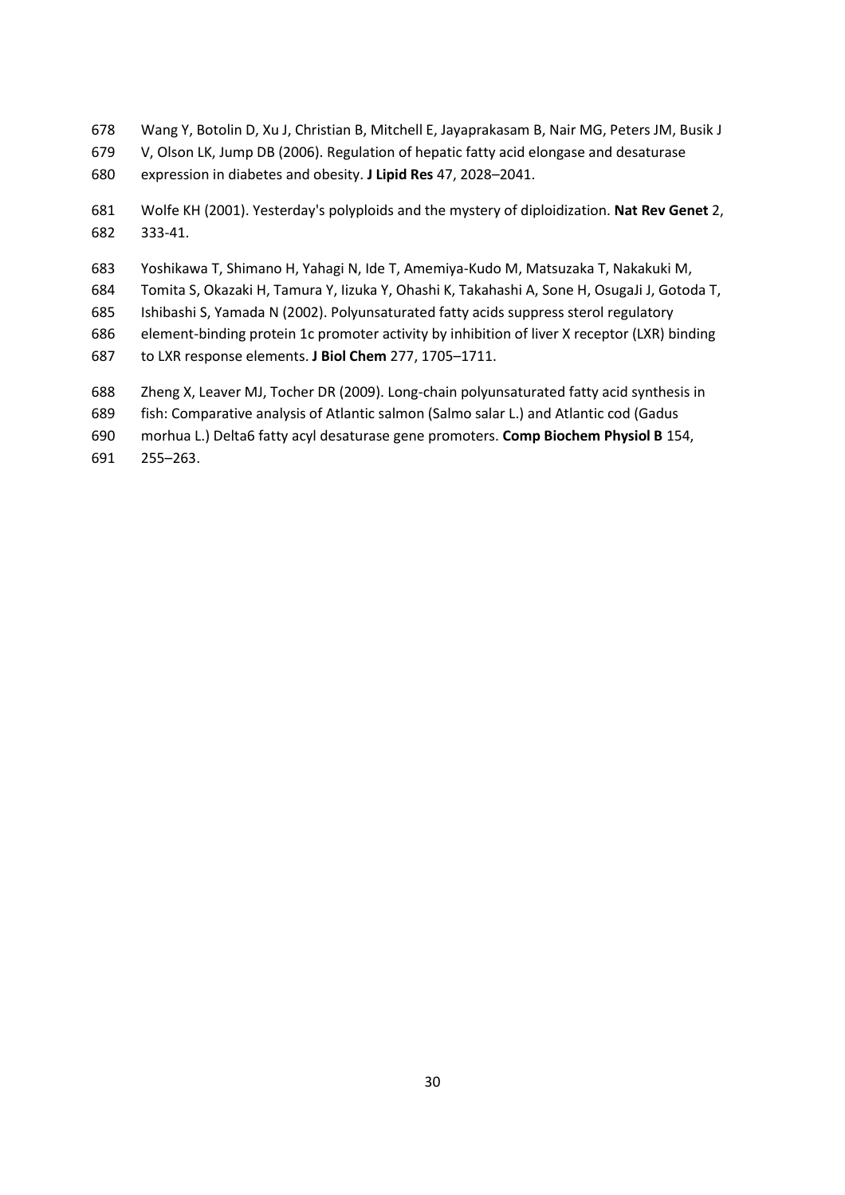Wang Y, Botolin D, Xu J, Christian B, Mitchell E, Jayaprakasam B, Nair MG, Peters JM, Busik J V, Olson LK, Jump DB (2006). Regulation of hepatic fatty acid elongase and desaturase expression in diabetes and obesity. **J Lipid Res** 47, 2028–2041.

Wolfe KH (2001). Yesterday's polyploids and the mystery of diploidization. **Nat Rev Genet** 2, 333-41.

Yoshikawa T, Shimano H, Yahagi N, Ide T, Amemiya-Kudo M, Matsuzaka T, Nakakuki M, Tomita S, Okazaki H, Tamura Y, Iizuka Y, Ohashi K, Takahashi A, Sone H, OsugaJi J, Gotoda T, Ishibashi S, Yamada N (2002). Polyunsaturated fatty acids suppress sterol regulatory element-binding protein 1c promoter activity by inhibition of liver X receptor (LXR) binding to LXR response elements. **J Biol Chem** 277, 1705–1711.

Zheng X, Leaver MJ, Tocher DR (2009). Long-chain polyunsaturated fatty acid synthesis in fish: Comparative analysis of Atlantic salmon (Salmo salar L.) and Atlantic cod (Gadus morhua L.) Delta6 fatty acyl desaturase gene promoters. **Comp Biochem Physiol B** 154, 255–263.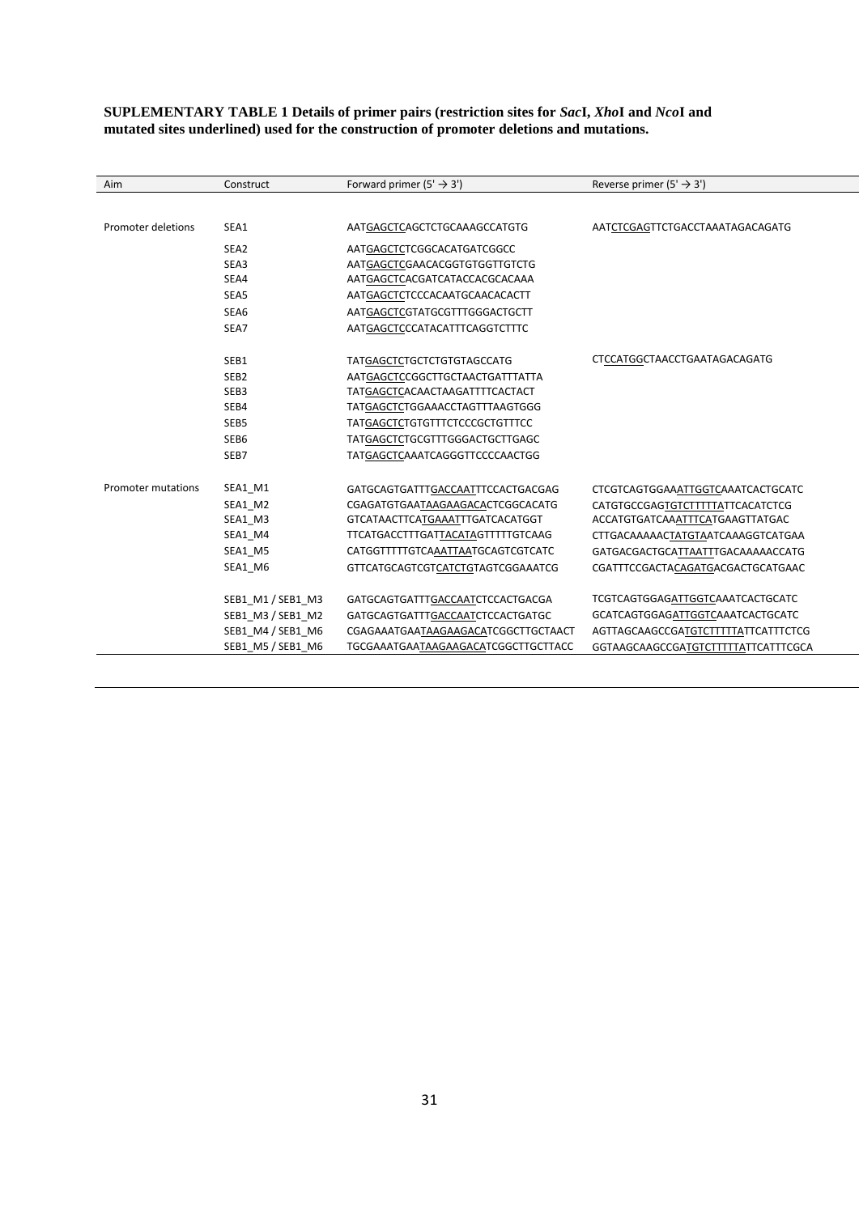**SUPLEMENTARY TABLE 1 Details of primer pairs (restriction sites for *Sac*I, *Xho*I and *Nco*I and mutated sites underlined) used for the construction of promoter deletions and mutations.**

| Aim | Construct | Forward primer (5' → 3') | Reverse primer (5' → 3') |
|---|---|---|---|
| Promoter deletions | SEA1 | AATGAGCTCAGCTCTGCAAAGCCATGTG | AATCTCGAGTTCTGACCTAAATAGACAGATG |
| | SEA2 | AATGAGCTCTCGGCACATGATCGGCC | |
| | SEA3 | AATGAGCTCGAACACGGTGTGGTTGTCTG | |
| | SEA4 | AATGAGCTCACGATCATACCACGCACAAA | |
| | SEA5 | AATGAGCTCTCCCACAATGCAACACACTT | |
| | SEA6 | AATGAGCTCGTATGCGTTTGGGACTGCTT | |
| | SEA7 | AATGAGCTCCCATACATTTCAGGTCTTTC | |
| | SEB1 | TATGAGCTCTGCTCTGTGTAGCCATG | CTCCATGGCTAACCTGAATAGACAGATG |
| | SEB2 | AATGAGCTCCGGCTTGCTAACTGATTTATTA | |
| | SEB3 | TATGAGCTCACAACTAAGATTTTCACTACT | |
| | SEB4 | TATGAGCTCTGGAAACCTAGTTTAAGTGGG | |
| | SEB5 | TATGAGCTCTGTGTTTCTCCCGCTGTTTCC | |
| | SEB6 | TATGAGCTCTGCGTTTGGGACTGCTTGAGC | |
| | SEB7 | TATGAGCTCAAATCAGGGTTCCCCAACTGG | |
| Promoter mutations | SEA1_M1 | GATGCAGTGATTTGACCAATTTCCACTGACGAG | CTCGTCAGTGGAAATTGGTCAAATCACTGCATC |
| | SEA1_M2 | CGAGATGTGAATAAGAAGACACTCGGCACATG | CATGTGCCGAGTGTCTTTTTATTCACATCTCG |
| | SEA1_M3 | GTCATAACTTCATGAAATTTGATCACATGGT | ACCATGTGATCAAATTTCATGAAGTTATGAC |
| | SEA1_M4 | TTCATGACCTTTGATTACATAGTTTTTGTCAAG | CTTGACAAAAACTATGTAATCAAAGGTCATGAA |
| | SEA1_M5 | CATGGTTTTTGTCAAATTAATGCAGTCGTCATC | GATGACGACTGCATTAATTTGACAAAAACCATG |
| | SEA1_M6 | GTTCATGCAGTCGTCATCTGTAGTCGGAAATCG | CGATTTCCGACTACAGATGACGACTGCATGAAC |
| | SEB1_M1 / SEB1_M3 | GATGCAGTGATTTGACCAATCTCCACTGACGA | TCGTCAGTGGAGATTGGTCAAATCACTGCATC |
| | SEB1_M3 / SEB1_M2 | GATGCAGTGATTTGACCAATCTCCACTGATGC | GCATCAGTGGAGATTGGTCAAATCACTGCATC |
| | SEB1_M4 / SEB1_M6 | CGAGAAATGAATAAGAAGACATCGGCTTGCTAACT | AGTTAGCAAGCCGATGTCTTTTTATTCATTTCTCG |
| | SEB1_M5 / SEB1_M6 | TGCGAAATGAATAAGAAGACATCGGCTTGCTTACC | GGTAAGCAAGCCGATGTCTTTTTATTCATTTCGCA |